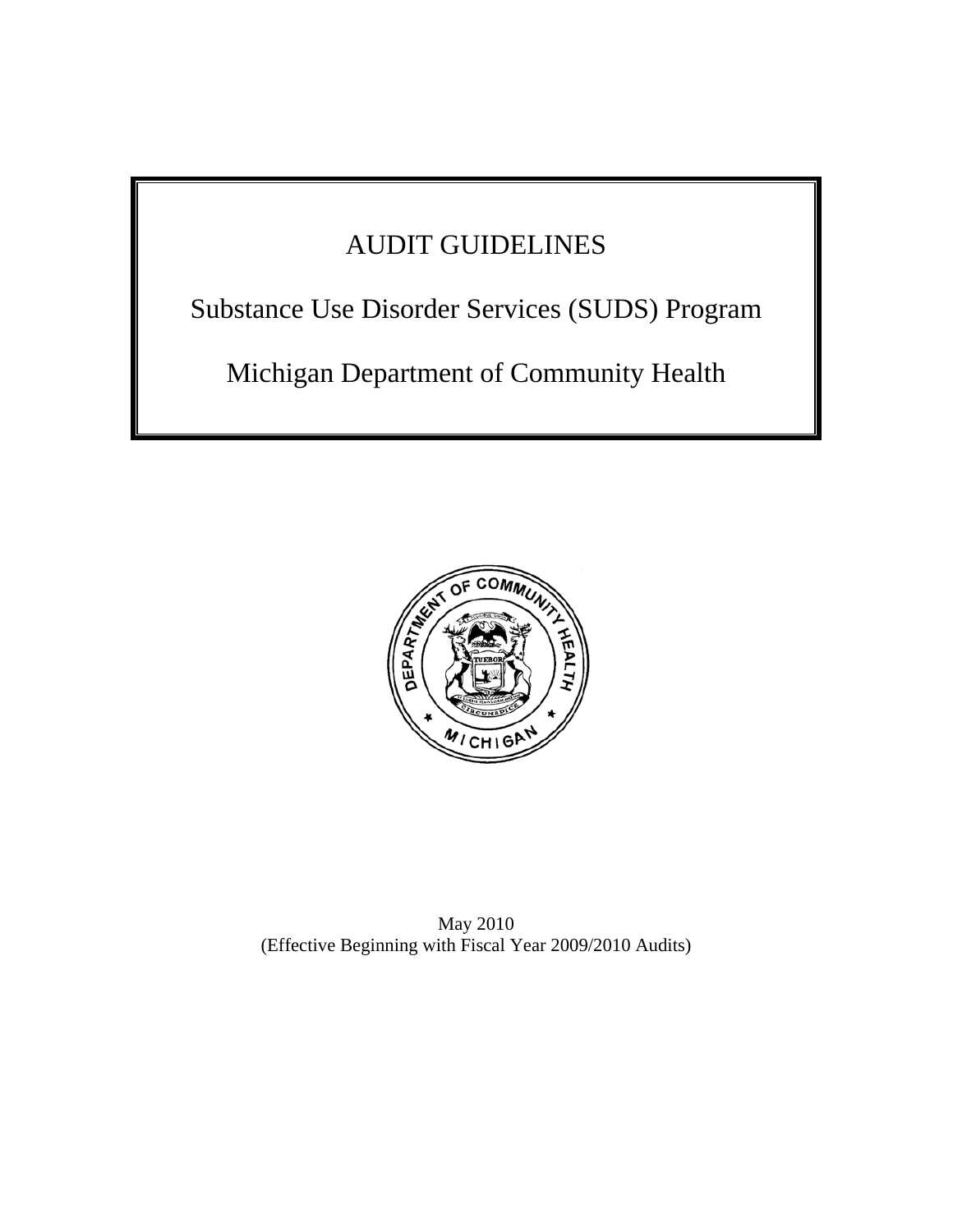# AUDIT GUIDELINES

## Substance Use Disorder Services (SUDS) Program

## Michigan Department of Community Health

May 2010
(Effective Beginning with Fiscal Year 2009/2010 Audits)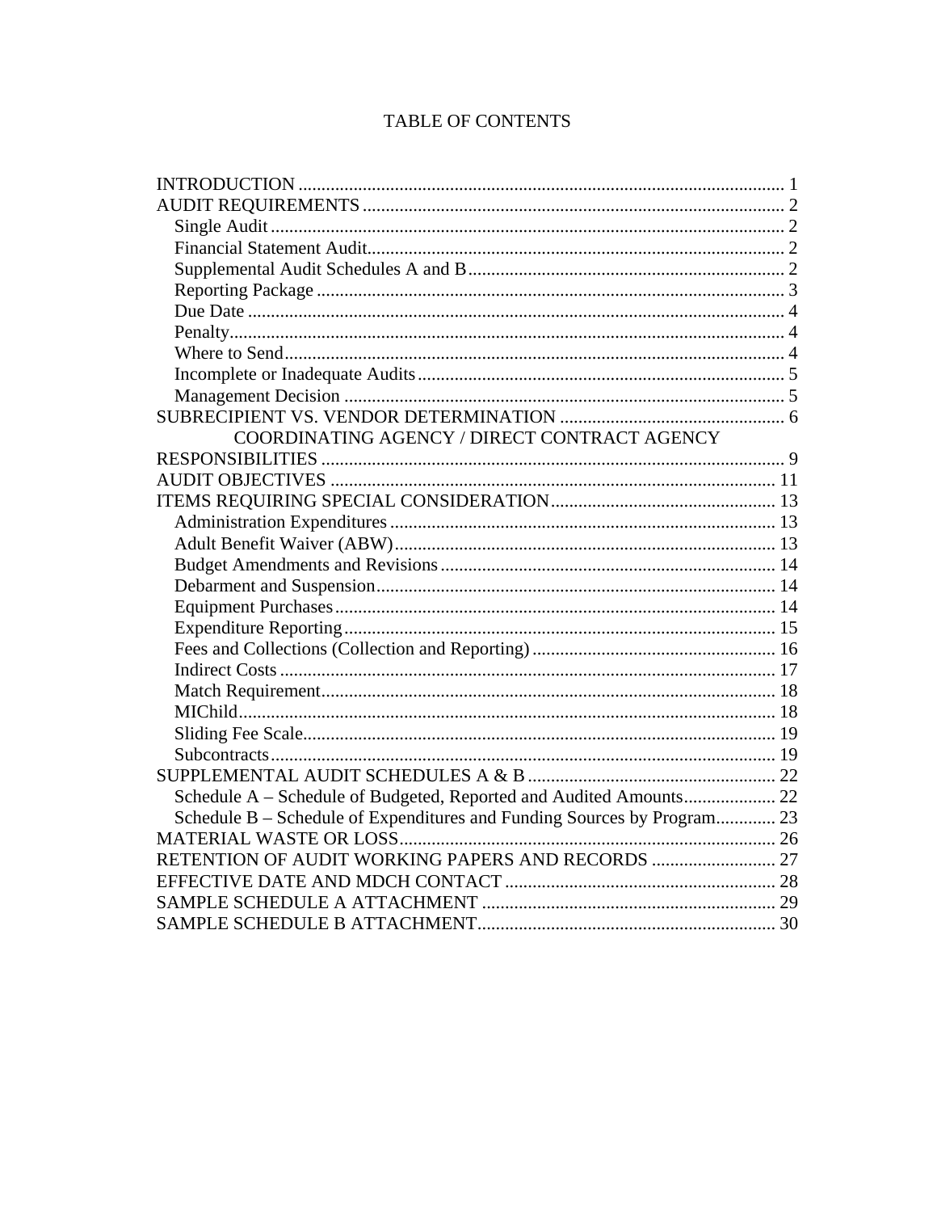# TABLE OF CONTENTS

INTRODUCTION ........................................................................................................ 1
AUDIT REQUIREMENTS .......................................................................................... 2
  Single Audit ............................................................................................................ 2
  Financial Statement Audit........................................................................................ 2
  Supplemental Audit Schedules A and B .................................................................. 2
  Reporting Package .................................................................................................. 3
  Due Date ................................................................................................................. 4
  Penalty..................................................................................................................... 4
  Where to Send......................................................................................................... 4
  Incomplete or Inadequate Audits ............................................................................. 5
  Management Decision ............................................................................................. 5
SUBRECIPIENT VS. VENDOR DETERMINATION ................................................. 6
COORDINATING AGENCY / DIRECT CONTRACT AGENCY RESPONSIBILITIES ..................................................................................................... 9
AUDIT OBJECTIVES ................................................................................................. 11
ITEMS REQUIRING SPECIAL CONSIDERATION.................................................. 13
  Administration Expenditures .................................................................................. 13
  Adult Benefit Waiver (ABW).................................................................................. 13
  Budget Amendments and Revisions ....................................................................... 14
  Debarment and Suspension..................................................................................... 14
  Equipment Purchases ............................................................................................. 14
  Expenditure Reporting ........................................................................................... 15
  Fees and Collections (Collection and Reporting) .................................................... 16
  Indirect Costs ......................................................................................................... 17
  Match Requirement................................................................................................. 18
  MIChild.................................................................................................................. 18
  Sliding Fee Scale.................................................................................................... 19
  Subcontracts........................................................................................................... 19
SUPPLEMENTAL AUDIT SCHEDULES A & B ...................................................... 22
  Schedule A – Schedule of Budgeted, Reported and Audited Amounts.................... 22
  Schedule B – Schedule of Expenditures and Funding Sources by Program............. 23
MATERIAL WASTE OR LOSS.................................................................................. 26
RETENTION OF AUDIT WORKING PAPERS AND RECORDS ............................ 27
EFFECTIVE DATE AND MDCH CONTACT ........................................................... 28
SAMPLE SCHEDULE A ATTACHMENT ................................................................ 29
SAMPLE SCHEDULE B ATTACHMENT................................................................. 30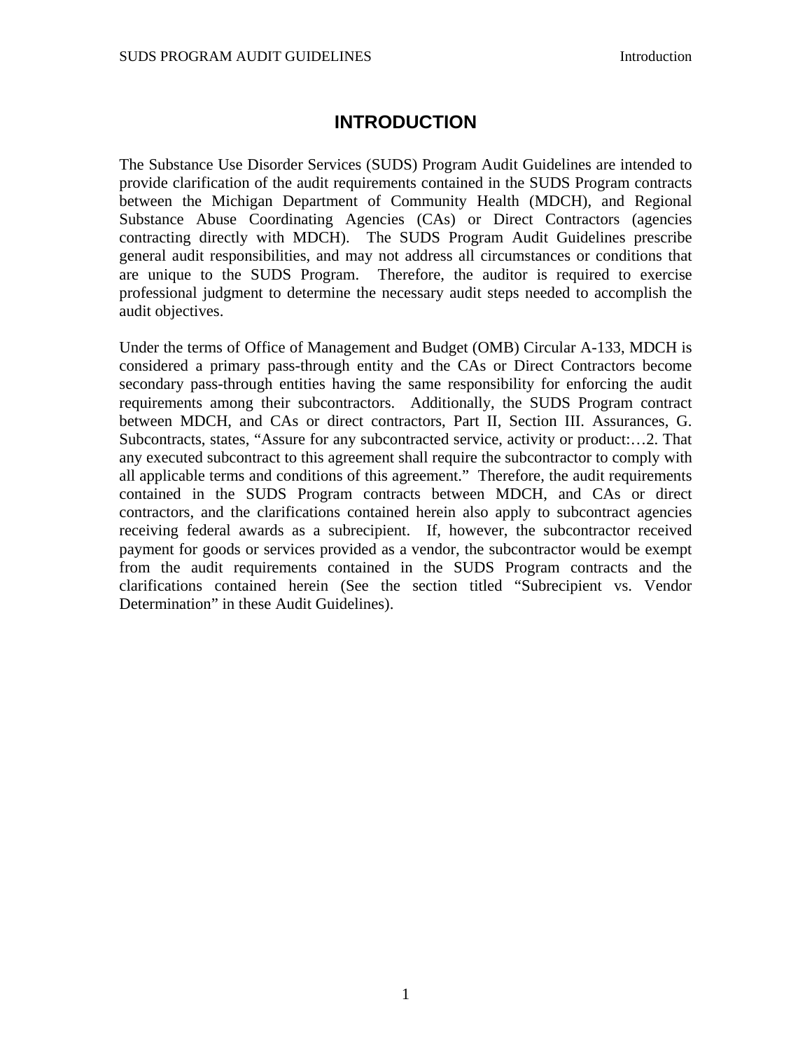# INTRODUCTION

The Substance Use Disorder Services (SUDS) Program Audit Guidelines are intended to provide clarification of the audit requirements contained in the SUDS Program contracts between the Michigan Department of Community Health (MDCH), and Regional Substance Abuse Coordinating Agencies (CAs) or Direct Contractors (agencies contracting directly with MDCH). The SUDS Program Audit Guidelines prescribe general audit responsibilities, and may not address all circumstances or conditions that are unique to the SUDS Program. Therefore, the auditor is required to exercise professional judgment to determine the necessary audit steps needed to accomplish the audit objectives.

Under the terms of Office of Management and Budget (OMB) Circular A-133, MDCH is considered a primary pass-through entity and the CAs or Direct Contractors become secondary pass-through entities having the same responsibility for enforcing the audit requirements among their subcontractors. Additionally, the SUDS Program contract between MDCH, and CAs or direct contractors, Part II, Section III. Assurances, G. Subcontracts, states, "Assure for any subcontracted service, activity or product:…2. That any executed subcontract to this agreement shall require the subcontractor to comply with all applicable terms and conditions of this agreement." Therefore, the audit requirements contained in the SUDS Program contracts between MDCH, and CAs or direct contractors, and the clarifications contained herein also apply to subcontract agencies receiving federal awards as a subrecipient. If, however, the subcontractor received payment for goods or services provided as a vendor, the subcontractor would be exempt from the audit requirements contained in the SUDS Program contracts and the clarifications contained herein (See the section titled "Subrecipient vs. Vendor Determination" in these Audit Guidelines).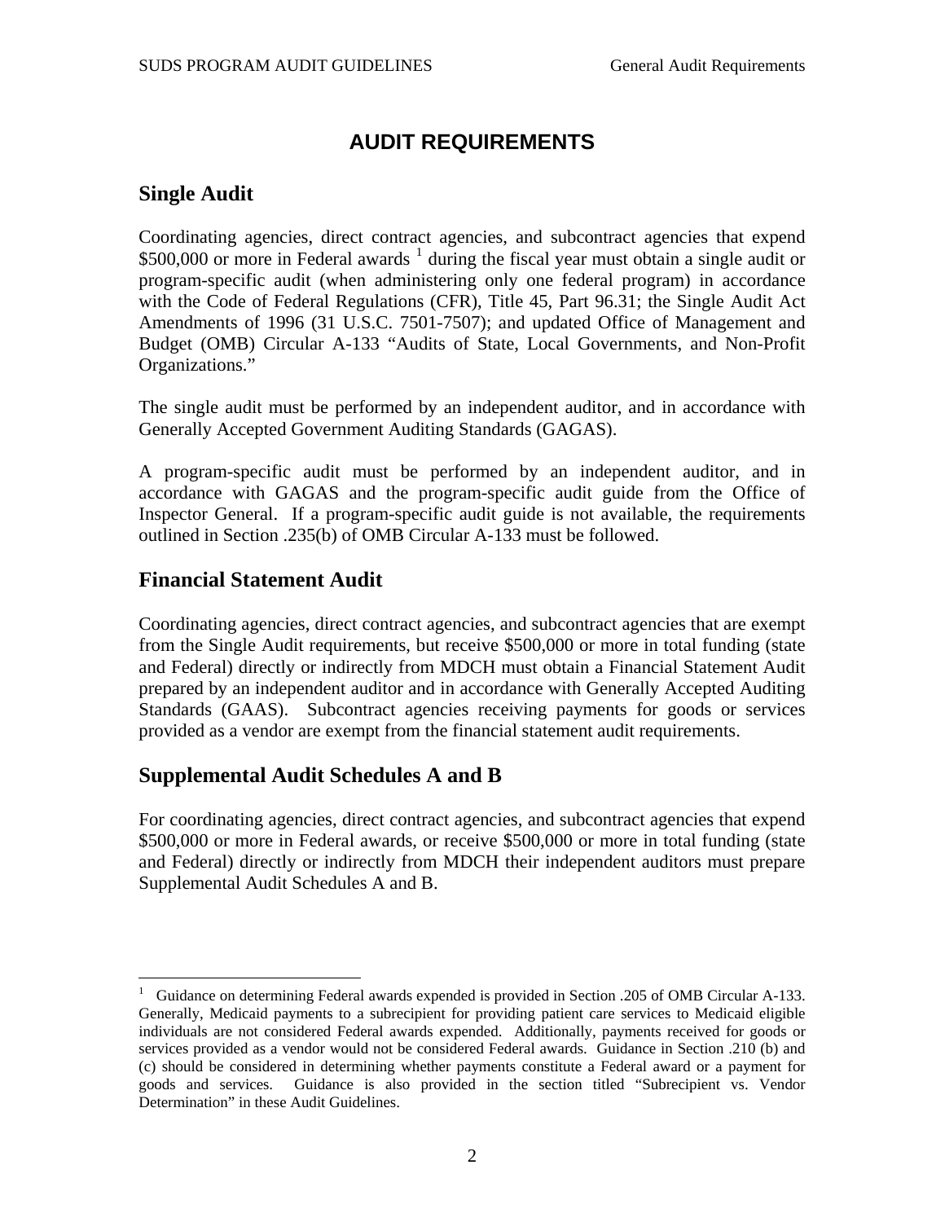# AUDIT REQUIREMENTS

## Single Audit

Coordinating agencies, direct contract agencies, and subcontract agencies that expend \$500,000 or more in Federal awards [1] during the fiscal year must obtain a single audit or program-specific audit (when administering only one federal program) in accordance with the Code of Federal Regulations (CFR), Title 45, Part 96.31; the Single Audit Act Amendments of 1996 (31 U.S.C. 7501-7507); and updated Office of Management and Budget (OMB) Circular A-133 "Audits of State, Local Governments, and Non-Profit Organizations."

The single audit must be performed by an independent auditor, and in accordance with Generally Accepted Government Auditing Standards (GAGAS).

A program-specific audit must be performed by an independent auditor, and in accordance with GAGAS and the program-specific audit guide from the Office of Inspector General. If a program-specific audit guide is not available, the requirements outlined in Section .235(b) of OMB Circular A-133 must be followed.

## Financial Statement Audit

Coordinating agencies, direct contract agencies, and subcontract agencies that are exempt from the Single Audit requirements, but receive \$500,000 or more in total funding (state and Federal) directly or indirectly from MDCH must obtain a Financial Statement Audit prepared by an independent auditor and in accordance with Generally Accepted Auditing Standards (GAAS). Subcontract agencies receiving payments for goods or services provided as a vendor are exempt from the financial statement audit requirements.

## Supplemental Audit Schedules A and B

For coordinating agencies, direct contract agencies, and subcontract agencies that expend \$500,000 or more in Federal awards, or receive \$500,000 or more in total funding (state and Federal) directly or indirectly from MDCH their independent auditors must prepare Supplemental Audit Schedules A and B.

---

[1] Guidance on determining Federal awards expended is provided in Section .205 of OMB Circular A-133. Generally, Medicaid payments to a subrecipient for providing patient care services to Medicaid eligible individuals are not considered Federal awards expended. Additionally, payments received for goods or services provided as a vendor would not be considered Federal awards. Guidance in Section .210 (b) and (c) should be considered in determining whether payments constitute a Federal award or a payment for goods and services. Guidance is also provided in the section titled "Subrecipient vs. Vendor Determination" in these Audit Guidelines.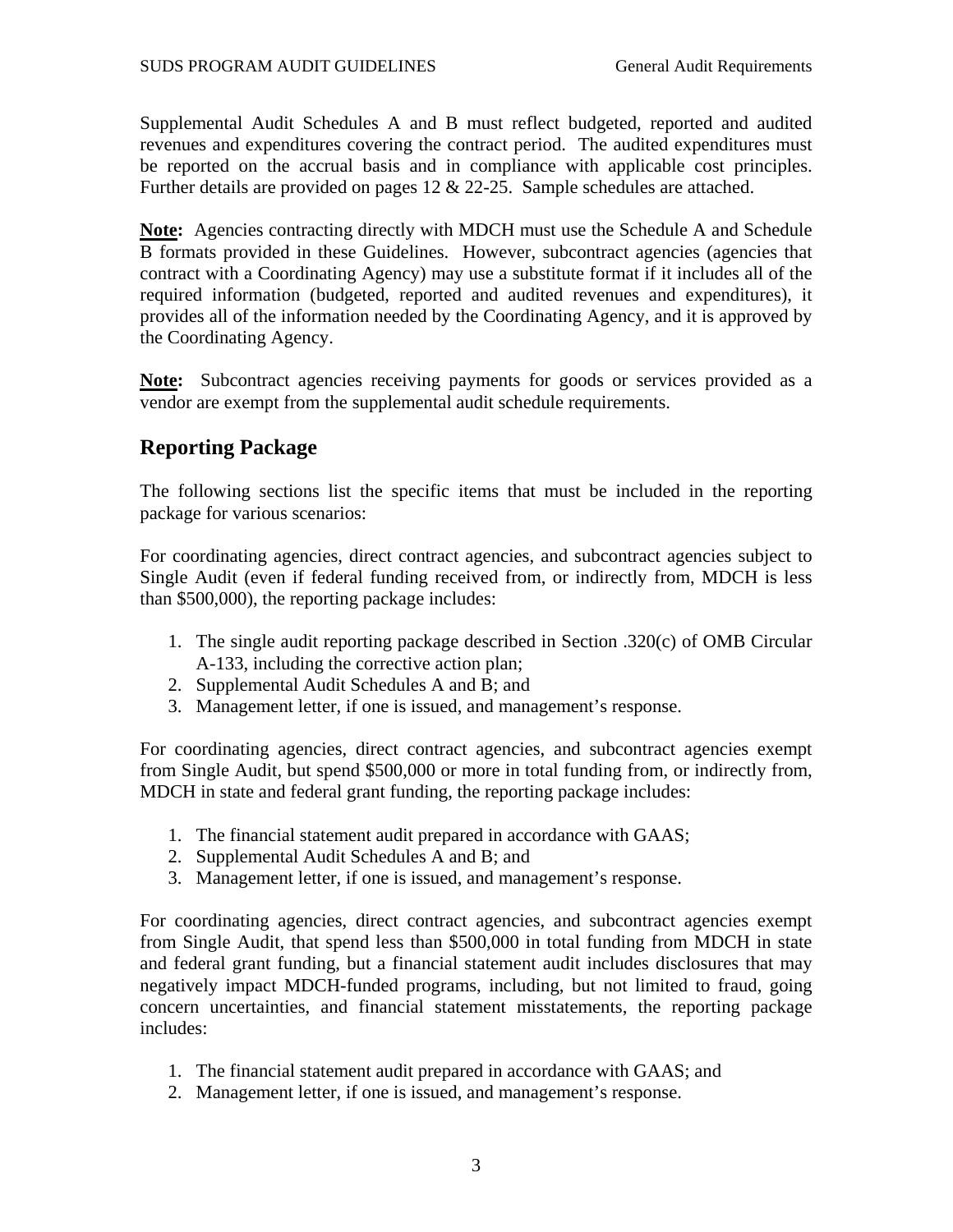Supplemental Audit Schedules A and B must reflect budgeted, reported and audited revenues and expenditures covering the contract period. The audited expenditures must be reported on the accrual basis and in compliance with applicable cost principles. Further details are provided on pages 12 & 22-25. Sample schedules are attached.

**Note:** Agencies contracting directly with MDCH must use the Schedule A and Schedule B formats provided in these Guidelines. However, subcontract agencies (agencies that contract with a Coordinating Agency) may use a substitute format if it includes all of the required information (budgeted, reported and audited revenues and expenditures), it provides all of the information needed by the Coordinating Agency, and it is approved by the Coordinating Agency.

**Note:** Subcontract agencies receiving payments for goods or services provided as a vendor are exempt from the supplemental audit schedule requirements.

## Reporting Package

The following sections list the specific items that must be included in the reporting package for various scenarios:

For coordinating agencies, direct contract agencies, and subcontract agencies subject to Single Audit (even if federal funding received from, or indirectly from, MDCH is less than $500,000), the reporting package includes:

1. The single audit reporting package described in Section .320(c) of OMB Circular A-133, including the corrective action plan;
2. Supplemental Audit Schedules A and B; and
3. Management letter, if one is issued, and management's response.

For coordinating agencies, direct contract agencies, and subcontract agencies exempt from Single Audit, but spend $500,000 or more in total funding from, or indirectly from, MDCH in state and federal grant funding, the reporting package includes:

1. The financial statement audit prepared in accordance with GAAS;
2. Supplemental Audit Schedules A and B; and
3. Management letter, if one is issued, and management's response.

For coordinating agencies, direct contract agencies, and subcontract agencies exempt from Single Audit, that spend less than $500,000 in total funding from MDCH in state and federal grant funding, but a financial statement audit includes disclosures that may negatively impact MDCH-funded programs, including, but not limited to fraud, going concern uncertainties, and financial statement misstatements, the reporting package includes:

1. The financial statement audit prepared in accordance with GAAS; and
2. Management letter, if one is issued, and management's response.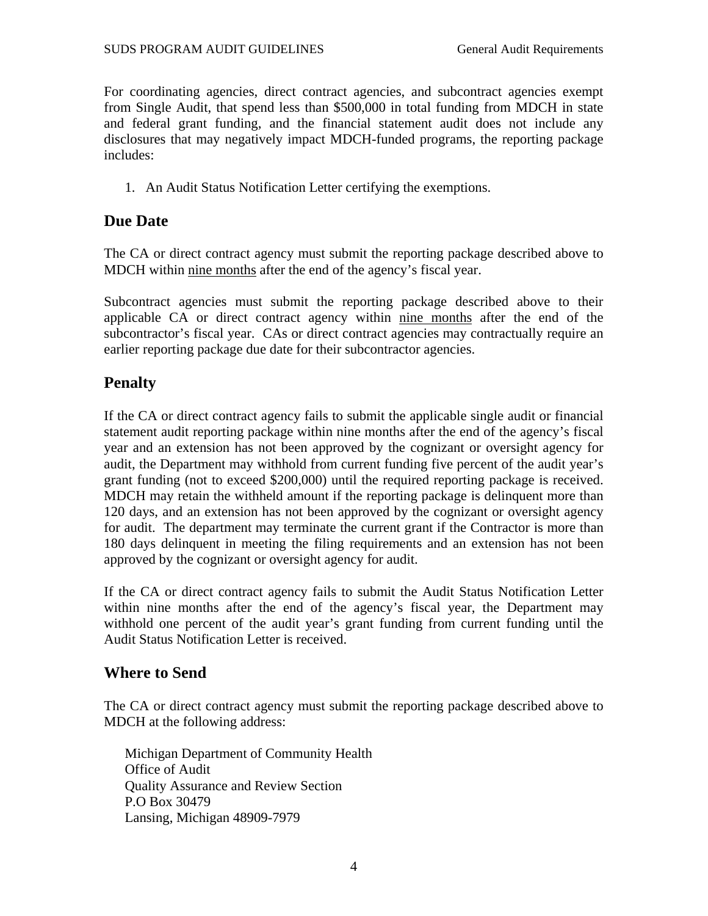For coordinating agencies, direct contract agencies, and subcontract agencies exempt from Single Audit, that spend less than $500,000 in total funding from MDCH in state and federal grant funding, and the financial statement audit does not include any disclosures that may negatively impact MDCH-funded programs, the reporting package includes:

1. An Audit Status Notification Letter certifying the exemptions.

## Due Date

The CA or direct contract agency must submit the reporting package described above to MDCH within <u>nine months</u> after the end of the agency's fiscal year.

Subcontract agencies must submit the reporting package described above to their applicable CA or direct contract agency within <u>nine months</u> after the end of the subcontractor's fiscal year. CAs or direct contract agencies may contractually require an earlier reporting package due date for their subcontractor agencies.

## Penalty

If the CA or direct contract agency fails to submit the applicable single audit or financial statement audit reporting package within nine months after the end of the agency's fiscal year and an extension has not been approved by the cognizant or oversight agency for audit, the Department may withhold from current funding five percent of the audit year's grant funding (not to exceed $200,000) until the required reporting package is received. MDCH may retain the withheld amount if the reporting package is delinquent more than 120 days, and an extension has not been approved by the cognizant or oversight agency for audit. The department may terminate the current grant if the Contractor is more than 180 days delinquent in meeting the filing requirements and an extension has not been approved by the cognizant or oversight agency for audit.

If the CA or direct contract agency fails to submit the Audit Status Notification Letter within nine months after the end of the agency's fiscal year, the Department may withhold one percent of the audit year's grant funding from current funding until the Audit Status Notification Letter is received.

## Where to Send

The CA or direct contract agency must submit the reporting package described above to MDCH at the following address:

Michigan Department of Community Health
Office of Audit
Quality Assurance and Review Section
P.O Box 30479
Lansing, Michigan 48909-7979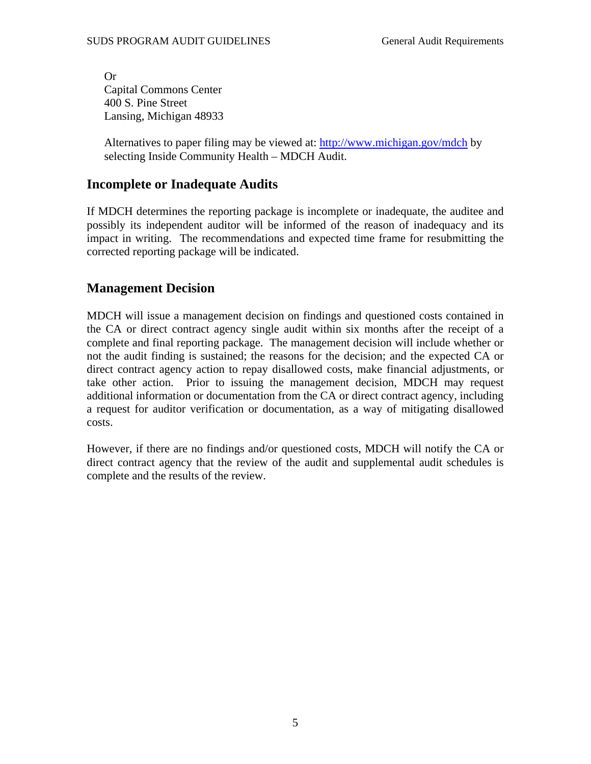Or
Capital Commons Center
400 S. Pine Street
Lansing, Michigan 48933

Alternatives to paper filing may be viewed at: [http://www.michigan.gov/mdch](http://www.michigan.gov/mdch) by selecting Inside Community Health – MDCH Audit.

## Incomplete or Inadequate Audits

If MDCH determines the reporting package is incomplete or inadequate, the auditee and possibly its independent auditor will be informed of the reason of inadequacy and its impact in writing. The recommendations and expected time frame for resubmitting the corrected reporting package will be indicated.

## Management Decision

MDCH will issue a management decision on findings and questioned costs contained in the CA or direct contract agency single audit within six months after the receipt of a complete and final reporting package. The management decision will include whether or not the audit finding is sustained; the reasons for the decision; and the expected CA or direct contract agency action to repay disallowed costs, make financial adjustments, or take other action. Prior to issuing the management decision, MDCH may request additional information or documentation from the CA or direct contract agency, including a request for auditor verification or documentation, as a way of mitigating disallowed costs.

However, if there are no findings and/or questioned costs, MDCH will notify the CA or direct contract agency that the review of the audit and supplemental audit schedules is complete and the results of the review.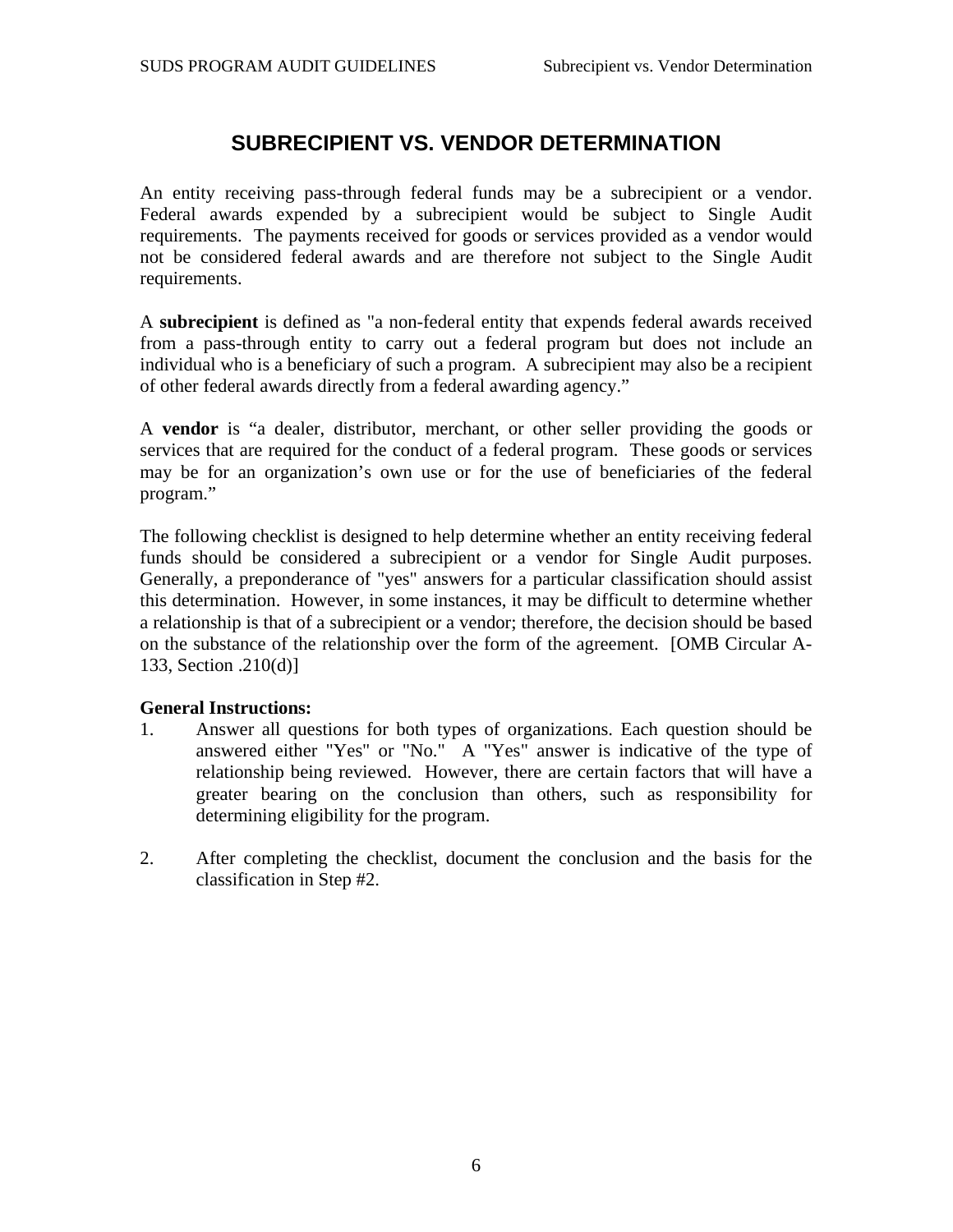# SUBRECIPIENT VS. VENDOR DETERMINATION

An entity receiving pass-through federal funds may be a subrecipient or a vendor. Federal awards expended by a subrecipient would be subject to Single Audit requirements. The payments received for goods or services provided as a vendor would not be considered federal awards and are therefore not subject to the Single Audit requirements.

A **subrecipient** is defined as "a non-federal entity that expends federal awards received from a pass-through entity to carry out a federal program but does not include an individual who is a beneficiary of such a program. A subrecipient may also be a recipient of other federal awards directly from a federal awarding agency."

A **vendor** is "a dealer, distributor, merchant, or other seller providing the goods or services that are required for the conduct of a federal program. These goods or services may be for an organization's own use or for the use of beneficiaries of the federal program."

The following checklist is designed to help determine whether an entity receiving federal funds should be considered a subrecipient or a vendor for Single Audit purposes. Generally, a preponderance of "yes" answers for a particular classification should assist this determination. However, in some instances, it may be difficult to determine whether a relationship is that of a subrecipient or a vendor; therefore, the decision should be based on the substance of the relationship over the form of the agreement. [OMB Circular A-133, Section .210(d)]

**General Instructions:**

1. Answer all questions for both types of organizations. Each question should be answered either "Yes" or "No." A "Yes" answer is indicative of the type of relationship being reviewed. However, there are certain factors that will have a greater bearing on the conclusion than others, such as responsibility for determining eligibility for the program.

2. After completing the checklist, document the conclusion and the basis for the classification in Step #2.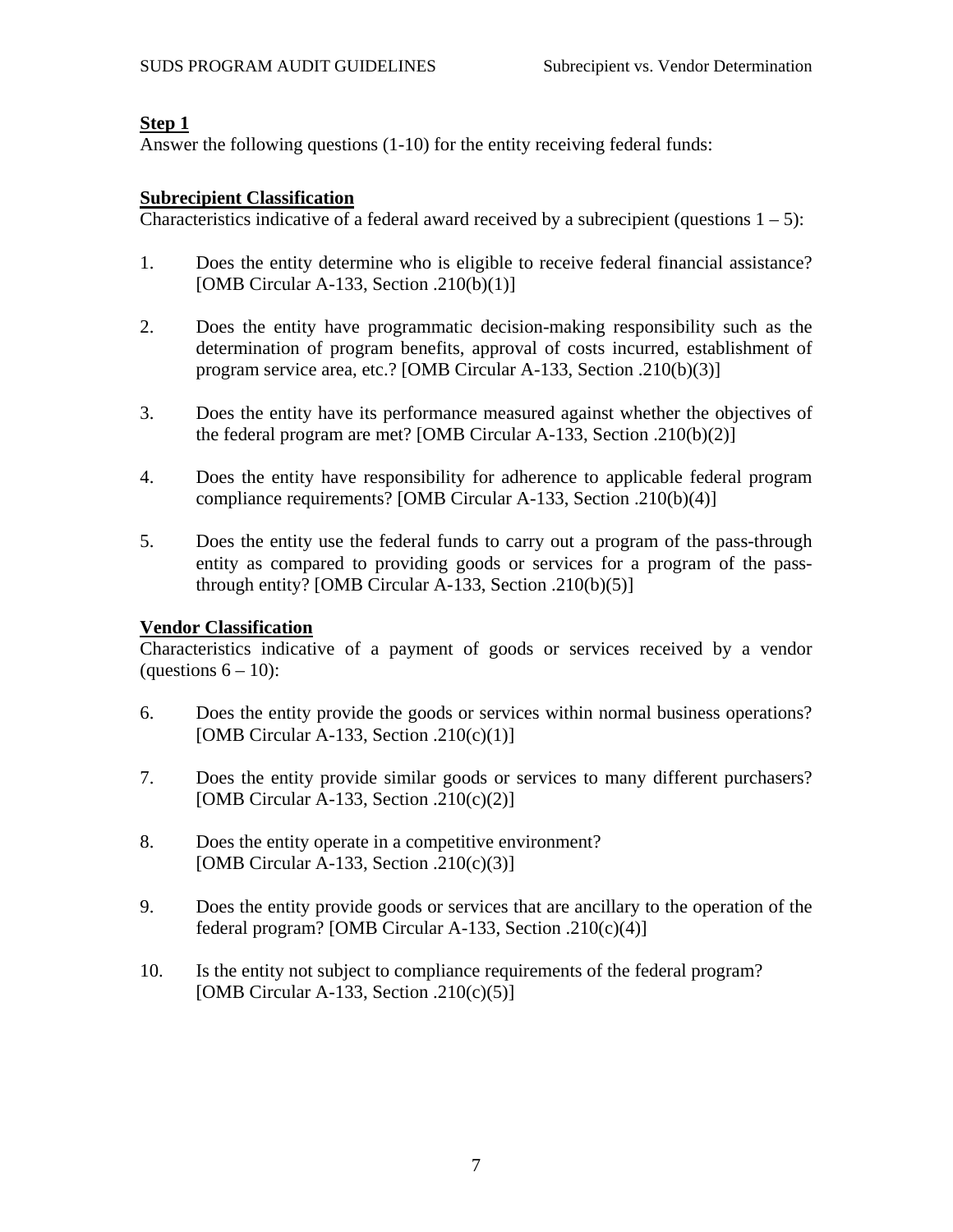**Step 1**

Answer the following questions (1-10) for the entity receiving federal funds:

**Subrecipient Classification**

Characteristics indicative of a federal award received by a subrecipient (questions 1 – 5):

1. Does the entity determine who is eligible to receive federal financial assistance? [OMB Circular A-133, Section .210(b)(1)]

2. Does the entity have programmatic decision-making responsibility such as the determination of program benefits, approval of costs incurred, establishment of program service area, etc.? [OMB Circular A-133, Section .210(b)(3)]

3. Does the entity have its performance measured against whether the objectives of the federal program are met? [OMB Circular A-133, Section .210(b)(2)]

4. Does the entity have responsibility for adherence to applicable federal program compliance requirements? [OMB Circular A-133, Section .210(b)(4)]

5. Does the entity use the federal funds to carry out a program of the pass-through entity as compared to providing goods or services for a program of the pass-through entity? [OMB Circular A-133, Section .210(b)(5)]

**Vendor Classification**

Characteristics indicative of a payment of goods or services received by a vendor (questions 6 – 10):

6. Does the entity provide the goods or services within normal business operations? [OMB Circular A-133, Section .210(c)(1)]

7. Does the entity provide similar goods or services to many different purchasers? [OMB Circular A-133, Section .210(c)(2)]

8. Does the entity operate in a competitive environment? [OMB Circular A-133, Section .210(c)(3)]

9. Does the entity provide goods or services that are ancillary to the operation of the federal program? [OMB Circular A-133, Section .210(c)(4)]

10. Is the entity not subject to compliance requirements of the federal program? [OMB Circular A-133, Section .210(c)(5)]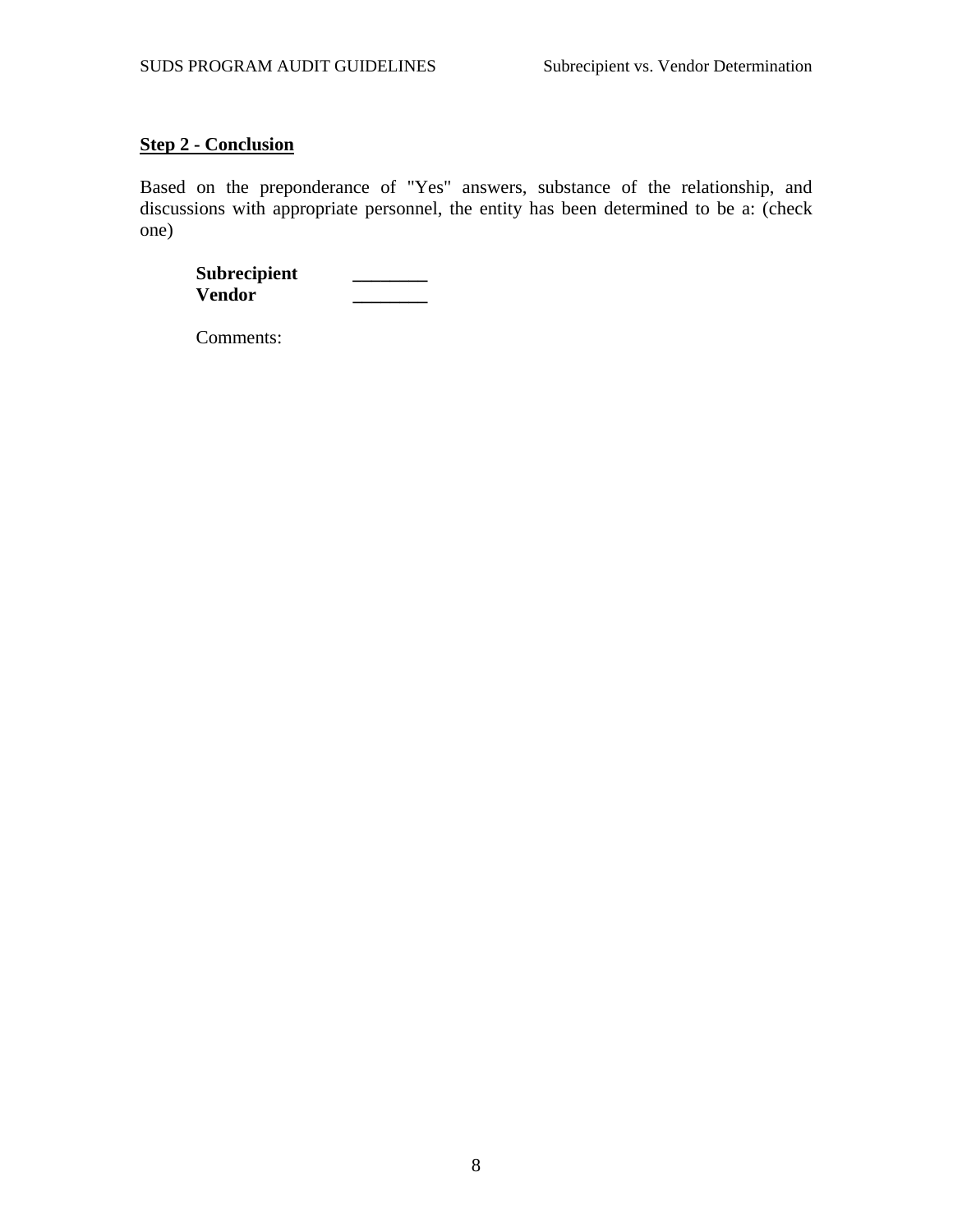**Step 2 - Conclusion**

Based on the preponderance of "Yes" answers, substance of the relationship, and discussions with appropriate personnel, the entity has been determined to be a: (check one)

**Subrecipient** ________
**Vendor** ________

Comments: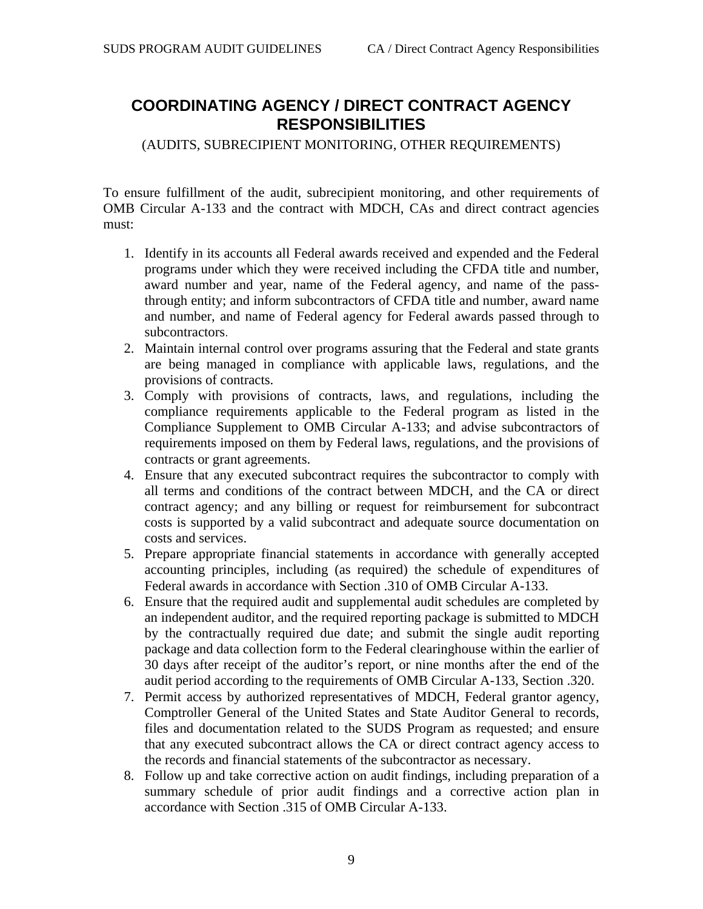# COORDINATING AGENCY / DIRECT CONTRACT AGENCY RESPONSIBILITIES

(AUDITS, SUBRECIPIENT MONITORING, OTHER REQUIREMENTS)

To ensure fulfillment of the audit, subrecipient monitoring, and other requirements of OMB Circular A-133 and the contract with MDCH, CAs and direct contract agencies must:

1. Identify in its accounts all Federal awards received and expended and the Federal programs under which they were received including the CFDA title and number, award number and year, name of the Federal agency, and name of the pass-through entity; and inform subcontractors of CFDA title and number, award name and number, and name of Federal agency for Federal awards passed through to subcontractors.
2. Maintain internal control over programs assuring that the Federal and state grants are being managed in compliance with applicable laws, regulations, and the provisions of contracts.
3. Comply with provisions of contracts, laws, and regulations, including the compliance requirements applicable to the Federal program as listed in the Compliance Supplement to OMB Circular A-133; and advise subcontractors of requirements imposed on them by Federal laws, regulations, and the provisions of contracts or grant agreements.
4. Ensure that any executed subcontract requires the subcontractor to comply with all terms and conditions of the contract between MDCH, and the CA or direct contract agency; and any billing or request for reimbursement for subcontract costs is supported by a valid subcontract and adequate source documentation on costs and services.
5. Prepare appropriate financial statements in accordance with generally accepted accounting principles, including (as required) the schedule of expenditures of Federal awards in accordance with Section .310 of OMB Circular A-133.
6. Ensure that the required audit and supplemental audit schedules are completed by an independent auditor, and the required reporting package is submitted to MDCH by the contractually required due date; and submit the single audit reporting package and data collection form to the Federal clearinghouse within the earlier of 30 days after receipt of the auditor's report, or nine months after the end of the audit period according to the requirements of OMB Circular A-133, Section .320.
7. Permit access by authorized representatives of MDCH, Federal grantor agency, Comptroller General of the United States and State Auditor General to records, files and documentation related to the SUDS Program as requested; and ensure that any executed subcontract allows the CA or direct contract agency access to the records and financial statements of the subcontractor as necessary.
8. Follow up and take corrective action on audit findings, including preparation of a summary schedule of prior audit findings and a corrective action plan in accordance with Section .315 of OMB Circular A-133.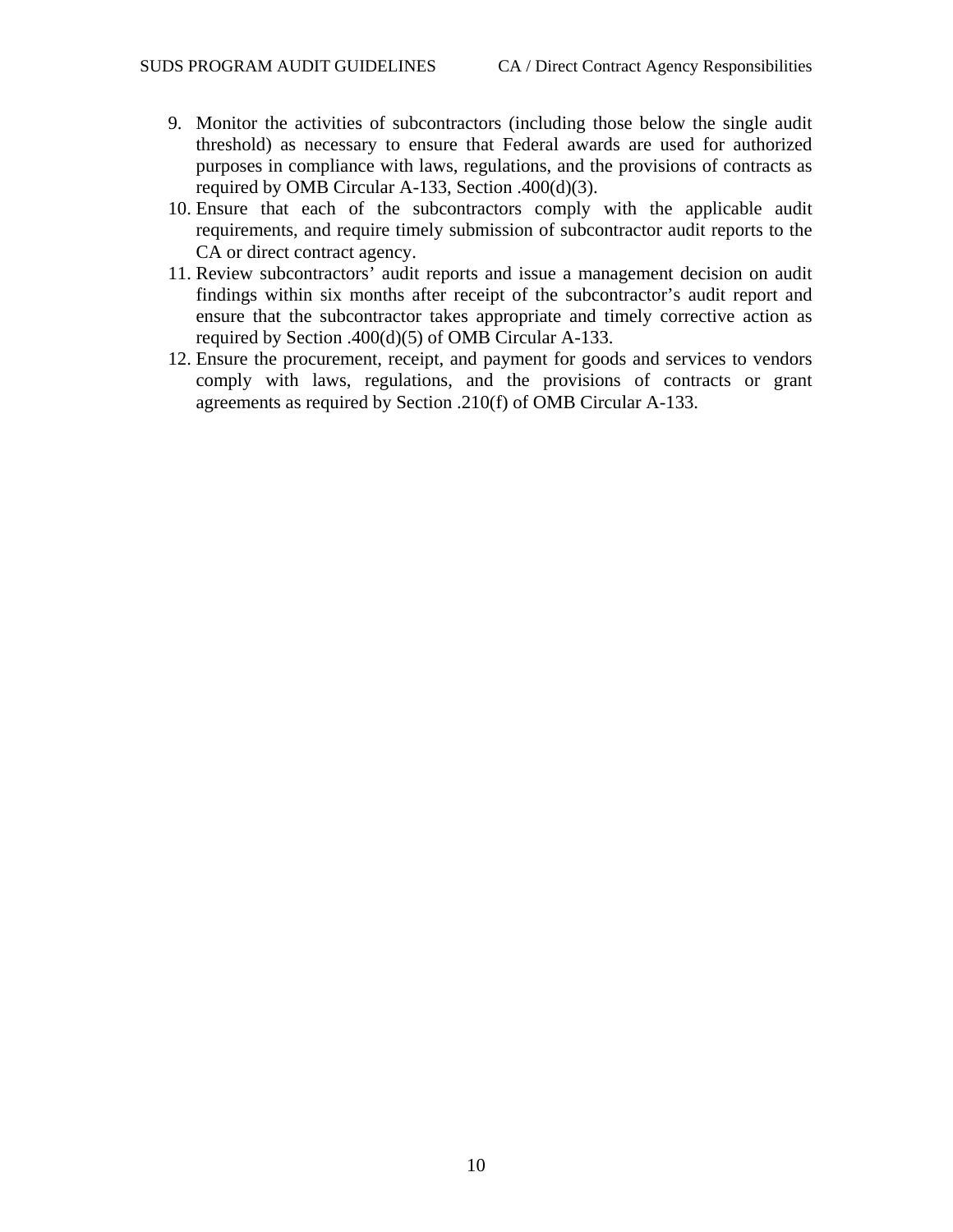9. Monitor the activities of subcontractors (including those below the single audit threshold) as necessary to ensure that Federal awards are used for authorized purposes in compliance with laws, regulations, and the provisions of contracts as required by OMB Circular A-133, Section .400(d)(3).
10. Ensure that each of the subcontractors comply with the applicable audit requirements, and require timely submission of subcontractor audit reports to the CA or direct contract agency.
11. Review subcontractors' audit reports and issue a management decision on audit findings within six months after receipt of the subcontractor's audit report and ensure that the subcontractor takes appropriate and timely corrective action as required by Section .400(d)(5) of OMB Circular A-133.
12. Ensure the procurement, receipt, and payment for goods and services to vendors comply with laws, regulations, and the provisions of contracts or grant agreements as required by Section .210(f) of OMB Circular A-133.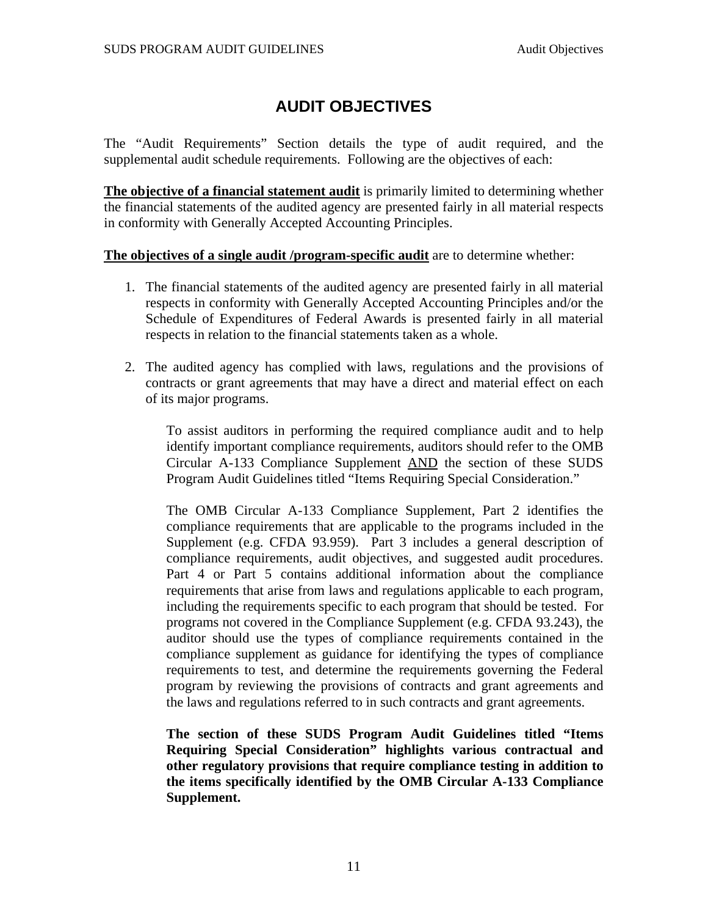# AUDIT OBJECTIVES

The "Audit Requirements" Section details the type of audit required, and the supplemental audit schedule requirements. Following are the objectives of each:

**The objective of a financial statement audit** is primarily limited to determining whether the financial statements of the audited agency are presented fairly in all material respects in conformity with Generally Accepted Accounting Principles.

**The objectives of a single audit /program-specific audit** are to determine whether:

1. The financial statements of the audited agency are presented fairly in all material respects in conformity with Generally Accepted Accounting Principles and/or the Schedule of Expenditures of Federal Awards is presented fairly in all material respects in relation to the financial statements taken as a whole.

2. The audited agency has complied with laws, regulations and the provisions of contracts or grant agreements that may have a direct and material effect on each of its major programs.

   To assist auditors in performing the required compliance audit and to help identify important compliance requirements, auditors should refer to the OMB Circular A-133 Compliance Supplement AND the section of these SUDS Program Audit Guidelines titled "Items Requiring Special Consideration."

   The OMB Circular A-133 Compliance Supplement, Part 2 identifies the compliance requirements that are applicable to the programs included in the Supplement (e.g. CFDA 93.959). Part 3 includes a general description of compliance requirements, audit objectives, and suggested audit procedures. Part 4 or Part 5 contains additional information about the compliance requirements that arise from laws and regulations applicable to each program, including the requirements specific to each program that should be tested. For programs not covered in the Compliance Supplement (e.g. CFDA 93.243), the auditor should use the types of compliance requirements contained in the compliance supplement as guidance for identifying the types of compliance requirements to test, and determine the requirements governing the Federal program by reviewing the provisions of contracts and grant agreements and the laws and regulations referred to in such contracts and grant agreements.

   **The section of these SUDS Program Audit Guidelines titled "Items Requiring Special Consideration" highlights various contractual and other regulatory provisions that require compliance testing in addition to the items specifically identified by the OMB Circular A-133 Compliance Supplement.**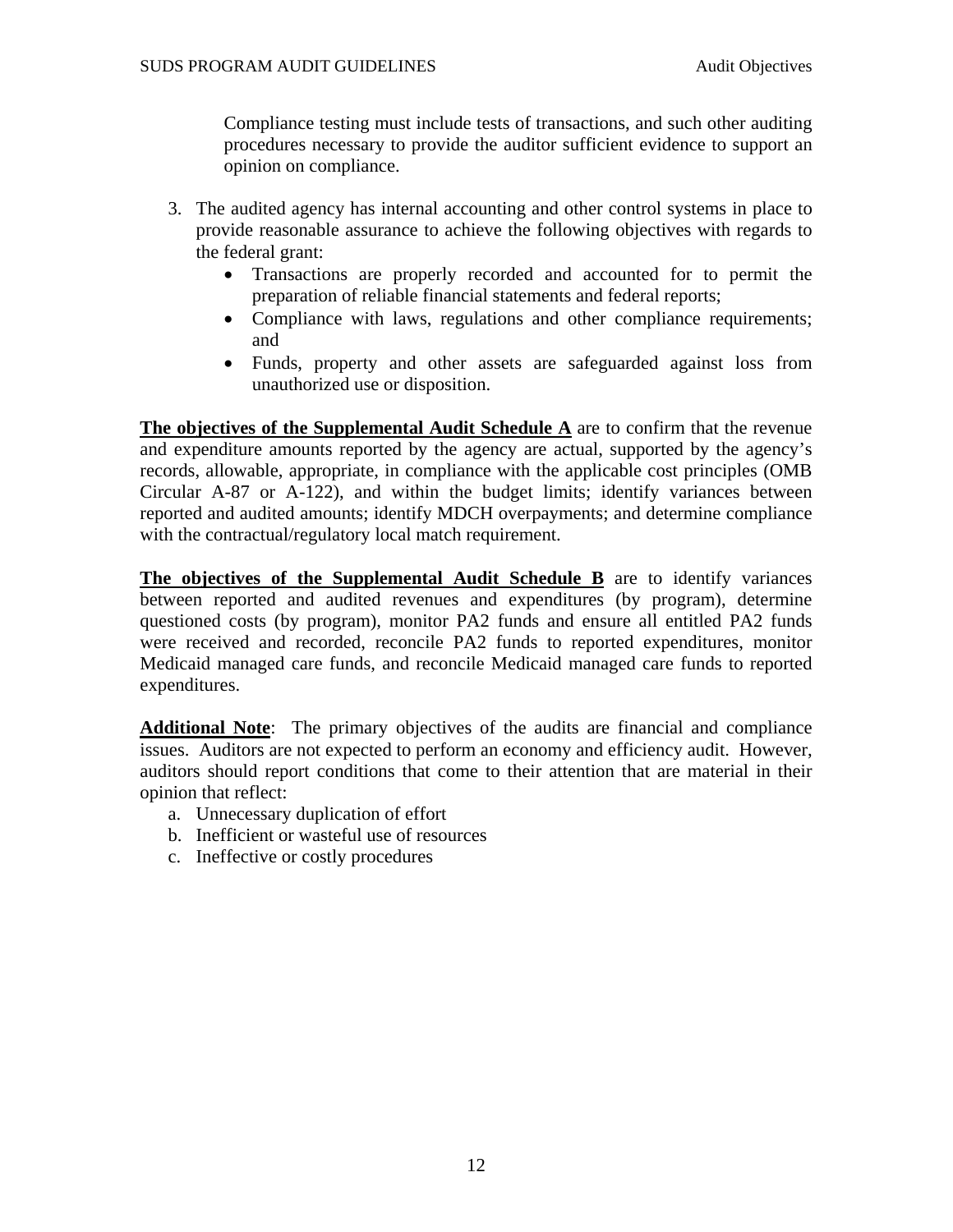Compliance testing must include tests of transactions, and such other auditing procedures necessary to provide the auditor sufficient evidence to support an opinion on compliance.

3. The audited agency has internal accounting and other control systems in place to provide reasonable assurance to achieve the following objectives with regards to the federal grant:
   - Transactions are properly recorded and accounted for to permit the preparation of reliable financial statements and federal reports;
   - Compliance with laws, regulations and other compliance requirements; and
   - Funds, property and other assets are safeguarded against loss from unauthorized use or disposition.

**The objectives of the Supplemental Audit Schedule A** are to confirm that the revenue and expenditure amounts reported by the agency are actual, supported by the agency's records, allowable, appropriate, in compliance with the applicable cost principles (OMB Circular A-87 or A-122), and within the budget limits; identify variances between reported and audited amounts; identify MDCH overpayments; and determine compliance with the contractual/regulatory local match requirement.

**The objectives of the Supplemental Audit Schedule B** are to identify variances between reported and audited revenues and expenditures (by program), determine questioned costs (by program), monitor PA2 funds and ensure all entitled PA2 funds were received and recorded, reconcile PA2 funds to reported expenditures, monitor Medicaid managed care funds, and reconcile Medicaid managed care funds to reported expenditures.

**Additional Note**: The primary objectives of the audits are financial and compliance issues. Auditors are not expected to perform an economy and efficiency audit. However, auditors should report conditions that come to their attention that are material in their opinion that reflect:

a. Unnecessary duplication of effort
b. Inefficient or wasteful use of resources
c. Ineffective or costly procedures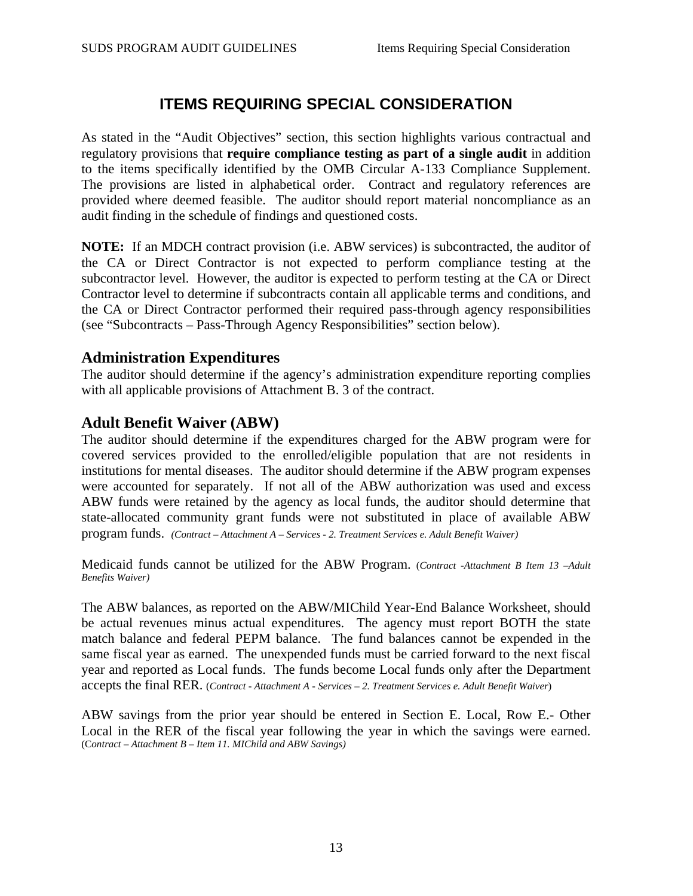# ITEMS REQUIRING SPECIAL CONSIDERATION

As stated in the "Audit Objectives" section, this section highlights various contractual and regulatory provisions that **require compliance testing as part of a single audit** in addition to the items specifically identified by the OMB Circular A-133 Compliance Supplement. The provisions are listed in alphabetical order. Contract and regulatory references are provided where deemed feasible. The auditor should report material noncompliance as an audit finding in the schedule of findings and questioned costs.

**NOTE:** If an MDCH contract provision (i.e. ABW services) is subcontracted, the auditor of the CA or Direct Contractor is not expected to perform compliance testing at the subcontractor level. However, the auditor is expected to perform testing at the CA or Direct Contractor level to determine if subcontracts contain all applicable terms and conditions, and the CA or Direct Contractor performed their required pass-through agency responsibilities (see "Subcontracts – Pass-Through Agency Responsibilities" section below).

## Administration Expenditures

The auditor should determine if the agency's administration expenditure reporting complies with all applicable provisions of Attachment B. 3 of the contract.

## Adult Benefit Waiver (ABW)

The auditor should determine if the expenditures charged for the ABW program were for covered services provided to the enrolled/eligible population that are not residents in institutions for mental diseases. The auditor should determine if the ABW program expenses were accounted for separately. If not all of the ABW authorization was used and excess ABW funds were retained by the agency as local funds, the auditor should determine that state-allocated community grant funds were not substituted in place of available ABW program funds. *(Contract – Attachment A – Services - 2. Treatment Services e. Adult Benefit Waiver)*

Medicaid funds cannot be utilized for the ABW Program. (*Contract -Attachment B Item 13 –Adult Benefits Waiver)*

The ABW balances, as reported on the ABW/MIChild Year-End Balance Worksheet, should be actual revenues minus actual expenditures. The agency must report BOTH the state match balance and federal PEPM balance. The fund balances cannot be expended in the same fiscal year as earned. The unexpended funds must be carried forward to the next fiscal year and reported as Local funds. The funds become Local funds only after the Department accepts the final RER. (*Contract - Attachment A - Services – 2. Treatment Services e. Adult Benefit Waiver*)

ABW savings from the prior year should be entered in Section E. Local, Row E.- Other Local in the RER of the fiscal year following the year in which the savings were earned. (C*ontract – Attachment B – Item 11. MIChild and ABW Savings)*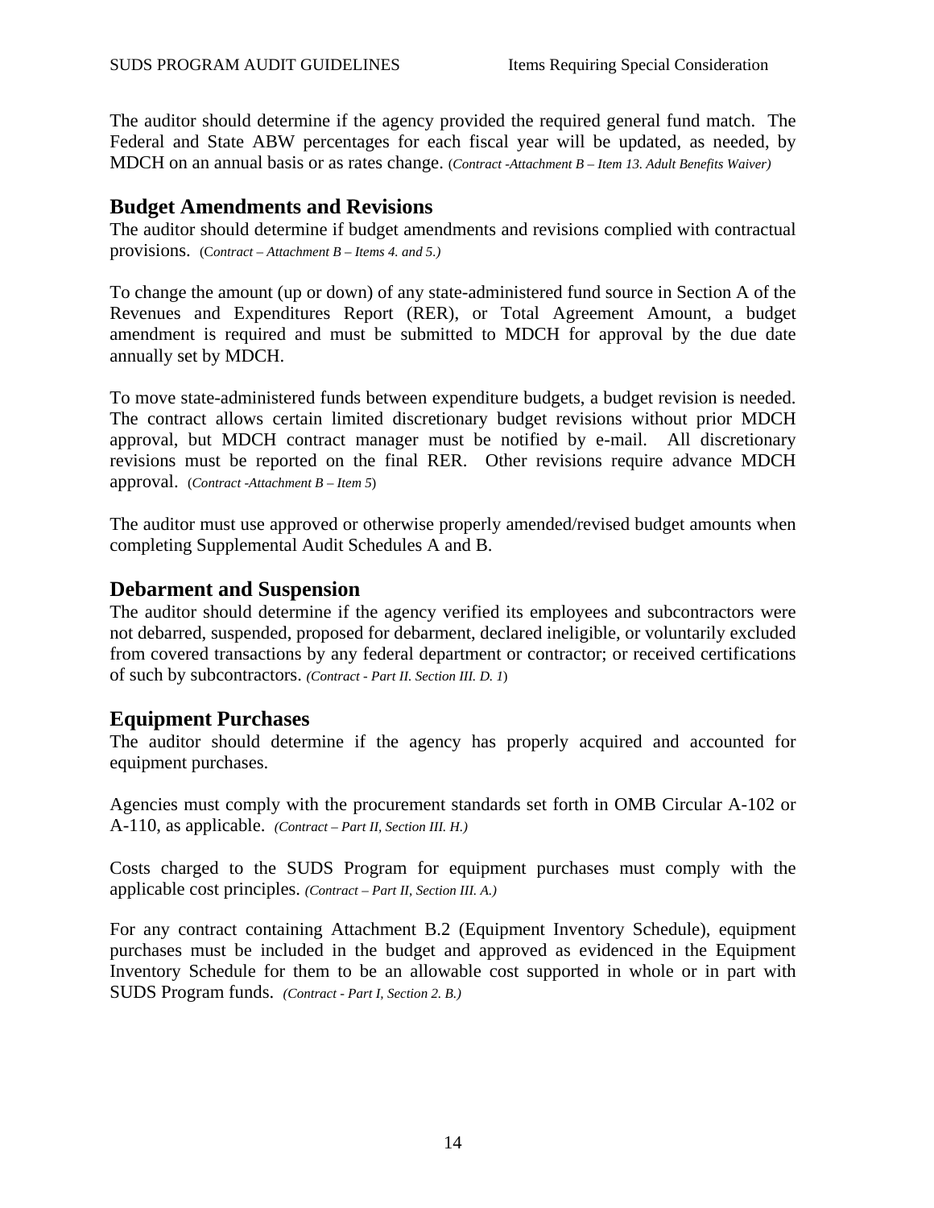The auditor should determine if the agency provided the required general fund match. The Federal and State ABW percentages for each fiscal year will be updated, as needed, by MDCH on an annual basis or as rates change. (*Contract -Attachment B – Item 13. Adult Benefits Waiver)*

## Budget Amendments and Revisions

The auditor should determine if budget amendments and revisions complied with contractual provisions. (C*ontract – Attachment B – Items 4. and 5.)*

To change the amount (up or down) of any state-administered fund source in Section A of the Revenues and Expenditures Report (RER), or Total Agreement Amount, a budget amendment is required and must be submitted to MDCH for approval by the due date annually set by MDCH.

To move state-administered funds between expenditure budgets, a budget revision is needed. The contract allows certain limited discretionary budget revisions without prior MDCH approval, but MDCH contract manager must be notified by e-mail. All discretionary revisions must be reported on the final RER. Other revisions require advance MDCH approval. (*Contract -Attachment B – Item 5*)

The auditor must use approved or otherwise properly amended/revised budget amounts when completing Supplemental Audit Schedules A and B.

## Debarment and Suspension

The auditor should determine if the agency verified its employees and subcontractors were not debarred, suspended, proposed for debarment, declared ineligible, or voluntarily excluded from covered transactions by any federal department or contractor; or received certifications of such by subcontractors. *(Contract - Part II. Section III. D. 1*)

## Equipment Purchases

The auditor should determine if the agency has properly acquired and accounted for equipment purchases.

Agencies must comply with the procurement standards set forth in OMB Circular A-102 or A-110, as applicable. *(Contract – Part II, Section III. H.)*

Costs charged to the SUDS Program for equipment purchases must comply with the applicable cost principles. *(Contract – Part II, Section III. A.)*

For any contract containing Attachment B.2 (Equipment Inventory Schedule), equipment purchases must be included in the budget and approved as evidenced in the Equipment Inventory Schedule for them to be an allowable cost supported in whole or in part with SUDS Program funds. *(Contract - Part I, Section 2. B.)*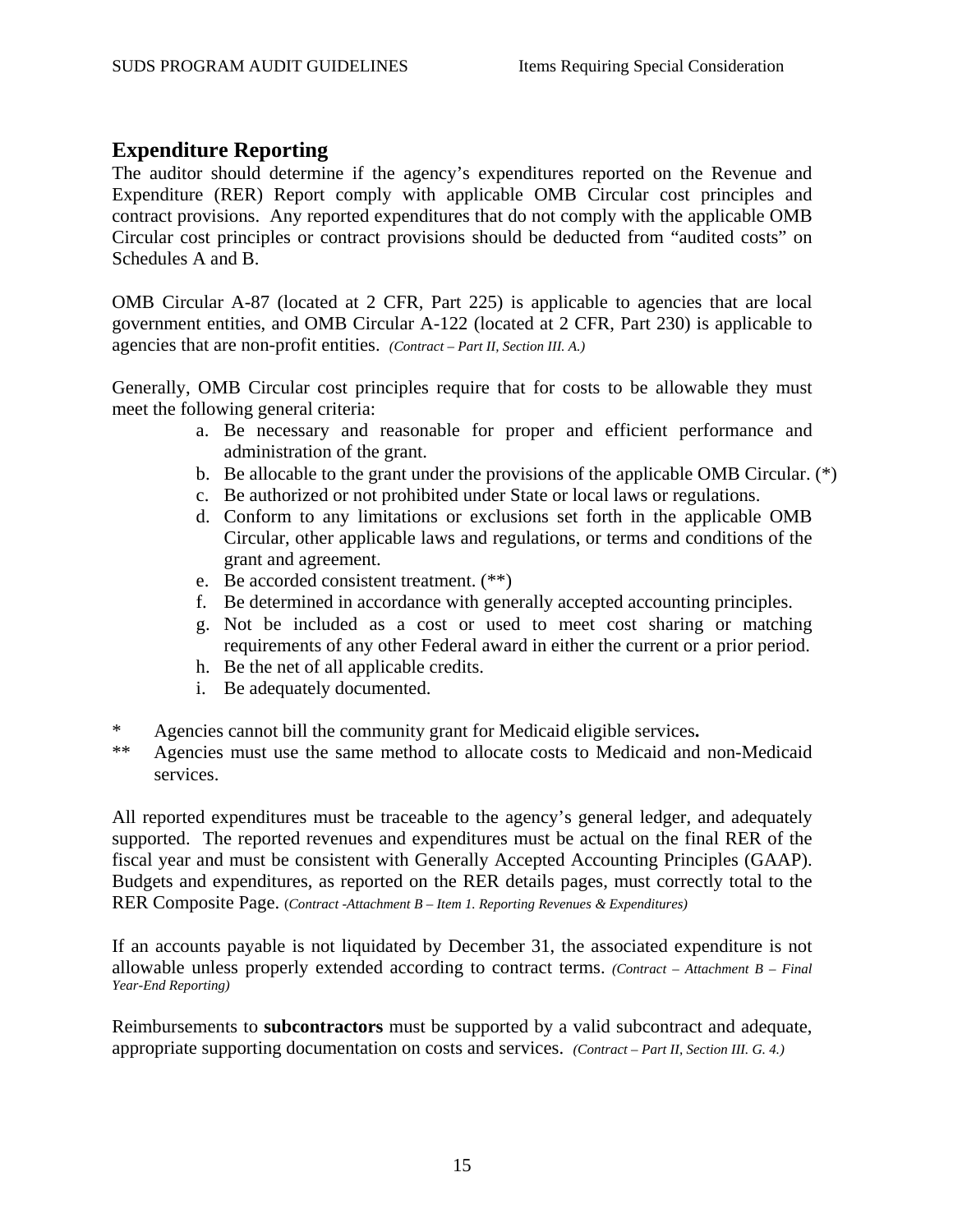## Expenditure Reporting

The auditor should determine if the agency's expenditures reported on the Revenue and Expenditure (RER) Report comply with applicable OMB Circular cost principles and contract provisions. Any reported expenditures that do not comply with the applicable OMB Circular cost principles or contract provisions should be deducted from "audited costs" on Schedules A and B.

OMB Circular A-87 (located at 2 CFR, Part 225) is applicable to agencies that are local government entities, and OMB Circular A-122 (located at 2 CFR, Part 230) is applicable to agencies that are non-profit entities. *(Contract – Part II, Section III. A.)*

Generally, OMB Circular cost principles require that for costs to be allowable they must meet the following general criteria:

a. Be necessary and reasonable for proper and efficient performance and administration of the grant.
b. Be allocable to the grant under the provisions of the applicable OMB Circular. (*)
c. Be authorized or not prohibited under State or local laws or regulations.
d. Conform to any limitations or exclusions set forth in the applicable OMB Circular, other applicable laws and regulations, or terms and conditions of the grant and agreement.
e. Be accorded consistent treatment. (**)
f. Be determined in accordance with generally accepted accounting principles.
g. Not be included as a cost or used to meet cost sharing or matching requirements of any other Federal award in either the current or a prior period.
h. Be the net of all applicable credits.
i. Be adequately documented.

\* Agencies cannot bill the community grant for Medicaid eligible services**.**

\** Agencies must use the same method to allocate costs to Medicaid and non-Medicaid services.

All reported expenditures must be traceable to the agency's general ledger, and adequately supported. The reported revenues and expenditures must be actual on the final RER of the fiscal year and must be consistent with Generally Accepted Accounting Principles (GAAP). Budgets and expenditures, as reported on the RER details pages, must correctly total to the RER Composite Page. (*Contract -Attachment B – Item 1. Reporting Revenues & Expenditures)*

If an accounts payable is not liquidated by December 31, the associated expenditure is not allowable unless properly extended according to contract terms. *(Contract – Attachment B – Final Year-End Reporting)*

Reimbursements to **subcontractors** must be supported by a valid subcontract and adequate, appropriate supporting documentation on costs and services. *(Contract – Part II, Section III. G. 4.)*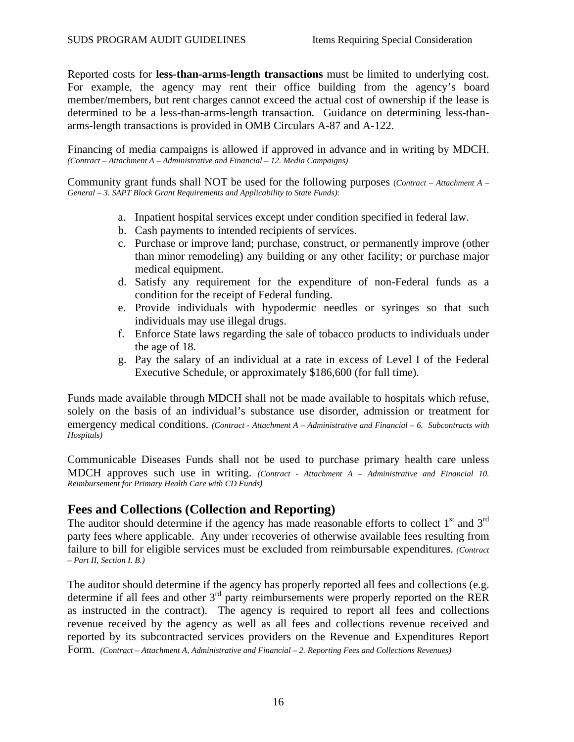Reported costs for **less-than-arms-length transactions** must be limited to underlying cost. For example, the agency may rent their office building from the agency's board member/members, but rent charges cannot exceed the actual cost of ownership if the lease is determined to be a less-than-arms-length transaction. Guidance on determining less-than-arms-length transactions is provided in OMB Circulars A-87 and A-122.

Financing of media campaigns is allowed if approved in advance and in writing by MDCH. *(Contract – Attachment A – Administrative and Financial – 12. Media Campaigns)*

Community grant funds shall NOT be used for the following purposes (*Contract – Attachment A – General – 3. SAPT Block Grant Requirements and Applicability to State Funds)*:

a. Inpatient hospital services except under condition specified in federal law.
b. Cash payments to intended recipients of services.
c. Purchase or improve land; purchase, construct, or permanently improve (other than minor remodeling) any building or any other facility; or purchase major medical equipment.
d. Satisfy any requirement for the expenditure of non-Federal funds as a condition for the receipt of Federal funding.
e. Provide individuals with hypodermic needles or syringes so that such individuals may use illegal drugs.
f. Enforce State laws regarding the sale of tobacco products to individuals under the age of 18.
g. Pay the salary of an individual at a rate in excess of Level I of the Federal Executive Schedule, or approximately $186,600 (for full time).

Funds made available through MDCH shall not be made available to hospitals which refuse, solely on the basis of an individual's substance use disorder, admission or treatment for emergency medical conditions. *(Contract - Attachment A – Administrative and Financial – 6. Subcontracts with Hospitals)*

Communicable Diseases Funds shall not be used to purchase primary health care unless MDCH approves such use in writing. *(Contract - Attachment A – Administrative and Financial 10. Reimbursement for Primary Health Care with CD Funds)*

## Fees and Collections (Collection and Reporting)

The auditor should determine if the agency has made reasonable efforts to collect 1st and 3rd party fees where applicable. Any under recoveries of otherwise available fees resulting from failure to bill for eligible services must be excluded from reimbursable expenditures. *(Contract – Part II, Section I. B.)*

The auditor should determine if the agency has properly reported all fees and collections (e.g. determine if all fees and other 3rd party reimbursements were properly reported on the RER as instructed in the contract). The agency is required to report all fees and collections revenue received by the agency as well as all fees and collections revenue received and reported by its subcontracted services providers on the Revenue and Expenditures Report Form. *(Contract – Attachment A, Administrative and Financial – 2. Reporting Fees and Collections Revenues)*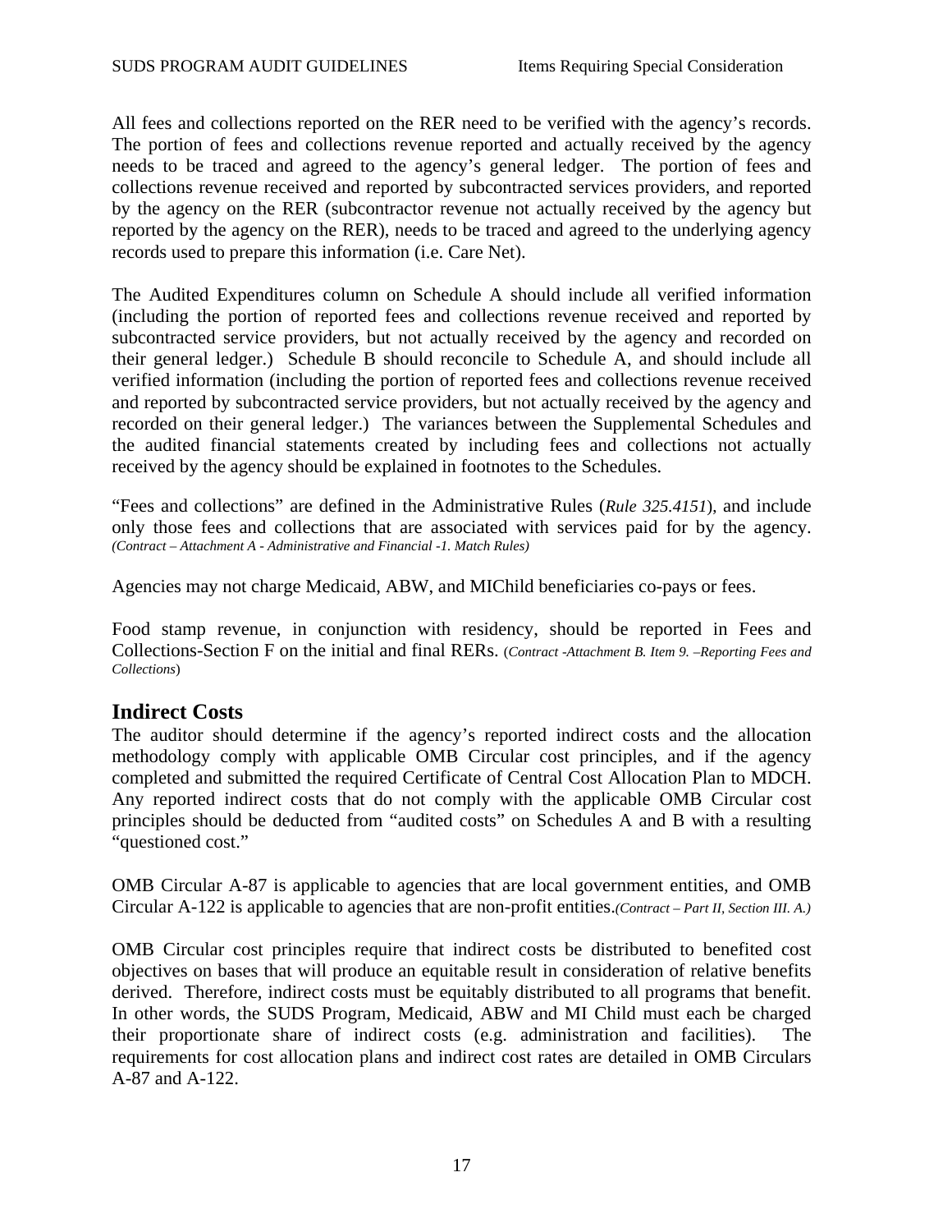All fees and collections reported on the RER need to be verified with the agency's records. The portion of fees and collections revenue reported and actually received by the agency needs to be traced and agreed to the agency's general ledger. The portion of fees and collections revenue received and reported by subcontracted services providers, and reported by the agency on the RER (subcontractor revenue not actually received by the agency but reported by the agency on the RER), needs to be traced and agreed to the underlying agency records used to prepare this information (i.e. Care Net).

The Audited Expenditures column on Schedule A should include all verified information (including the portion of reported fees and collections revenue received and reported by subcontracted service providers, but not actually received by the agency and recorded on their general ledger.) Schedule B should reconcile to Schedule A, and should include all verified information (including the portion of reported fees and collections revenue received and reported by subcontracted service providers, but not actually received by the agency and recorded on their general ledger.) The variances between the Supplemental Schedules and the audited financial statements created by including fees and collections not actually received by the agency should be explained in footnotes to the Schedules.

"Fees and collections" are defined in the Administrative Rules (*Rule 325.4151*), and include only those fees and collections that are associated with services paid for by the agency. *(Contract – Attachment A - Administrative and Financial -1. Match Rules)*

Agencies may not charge Medicaid, ABW, and MIChild beneficiaries co-pays or fees.

Food stamp revenue, in conjunction with residency, should be reported in Fees and Collections-Section F on the initial and final RERs. (*Contract -Attachment B. Item 9. –Reporting Fees and Collections*)

## Indirect Costs

The auditor should determine if the agency's reported indirect costs and the allocation methodology comply with applicable OMB Circular cost principles, and if the agency completed and submitted the required Certificate of Central Cost Allocation Plan to MDCH. Any reported indirect costs that do not comply with the applicable OMB Circular cost principles should be deducted from "audited costs" on Schedules A and B with a resulting "questioned cost."

OMB Circular A-87 is applicable to agencies that are local government entities, and OMB Circular A-122 is applicable to agencies that are non-profit entities.*(Contract – Part II, Section III. A.)*

OMB Circular cost principles require that indirect costs be distributed to benefited cost objectives on bases that will produce an equitable result in consideration of relative benefits derived. Therefore, indirect costs must be equitably distributed to all programs that benefit. In other words, the SUDS Program, Medicaid, ABW and MI Child must each be charged their proportionate share of indirect costs (e.g. administration and facilities). The requirements for cost allocation plans and indirect cost rates are detailed in OMB Circulars A-87 and A-122.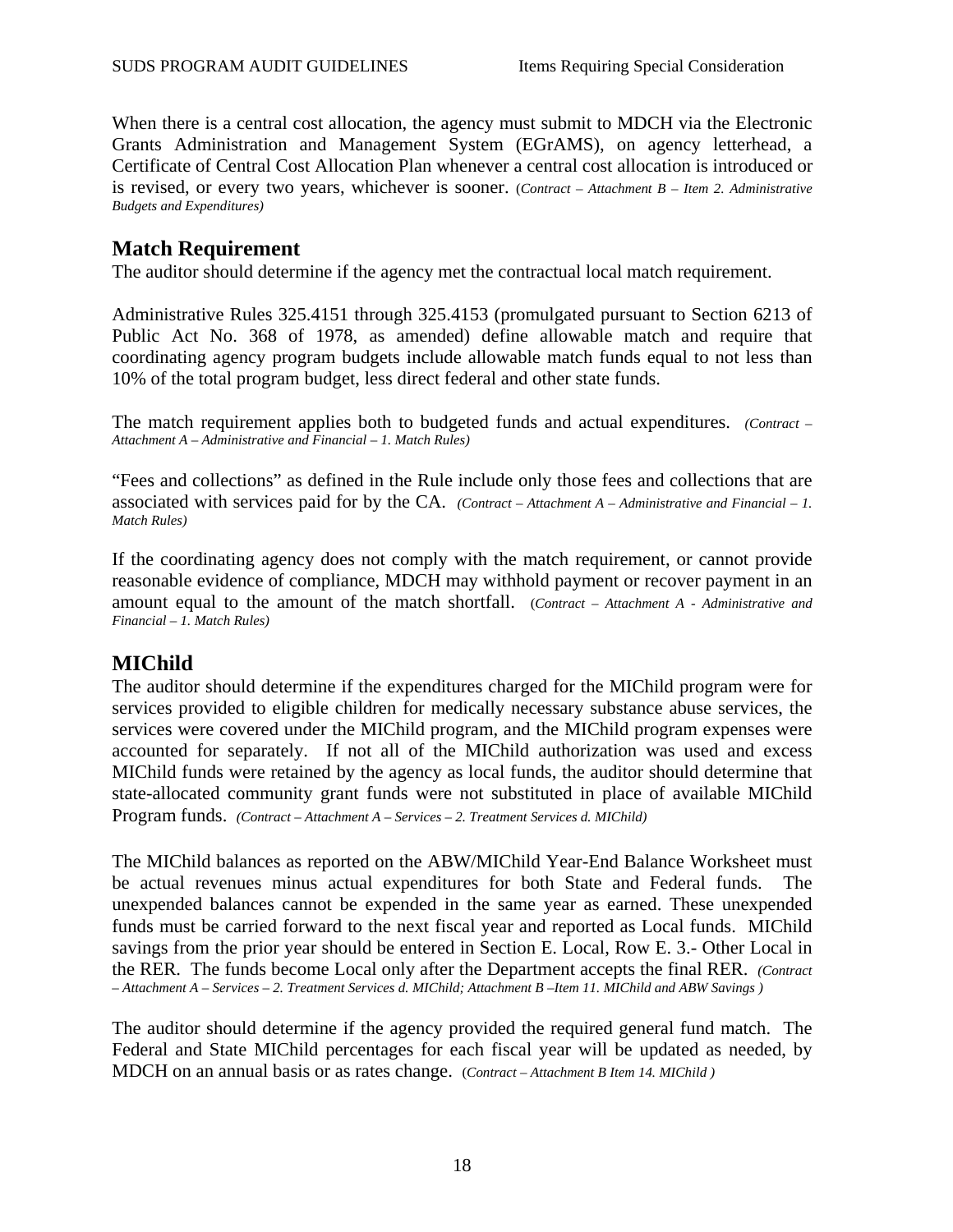When there is a central cost allocation, the agency must submit to MDCH via the Electronic Grants Administration and Management System (EGrAMS), on agency letterhead, a Certificate of Central Cost Allocation Plan whenever a central cost allocation is introduced or is revised, or every two years, whichever is sooner. (*Contract – Attachment B – Item 2. Administrative Budgets and Expenditures)*

## Match Requirement

The auditor should determine if the agency met the contractual local match requirement.

Administrative Rules 325.4151 through 325.4153 (promulgated pursuant to Section 6213 of Public Act No. 368 of 1978, as amended) define allowable match and require that coordinating agency program budgets include allowable match funds equal to not less than 10% of the total program budget, less direct federal and other state funds.

The match requirement applies both to budgeted funds and actual expenditures. *(Contract – Attachment A – Administrative and Financial – 1. Match Rules)*

"Fees and collections" as defined in the Rule include only those fees and collections that are associated with services paid for by the CA. *(Contract – Attachment A – Administrative and Financial – 1. Match Rules)*

If the coordinating agency does not comply with the match requirement, or cannot provide reasonable evidence of compliance, MDCH may withhold payment or recover payment in an amount equal to the amount of the match shortfall. (*Contract – Attachment A - Administrative and Financial – 1. Match Rules)*

## MIChild

The auditor should determine if the expenditures charged for the MIChild program were for services provided to eligible children for medically necessary substance abuse services, the services were covered under the MIChild program, and the MIChild program expenses were accounted for separately. If not all of the MIChild authorization was used and excess MIChild funds were retained by the agency as local funds, the auditor should determine that state-allocated community grant funds were not substituted in place of available MIChild Program funds. *(Contract – Attachment A – Services – 2. Treatment Services d. MIChild)*

The MIChild balances as reported on the ABW/MIChild Year-End Balance Worksheet must be actual revenues minus actual expenditures for both State and Federal funds. The unexpended balances cannot be expended in the same year as earned. These unexpended funds must be carried forward to the next fiscal year and reported as Local funds. MIChild savings from the prior year should be entered in Section E. Local, Row E. 3.- Other Local in the RER. The funds become Local only after the Department accepts the final RER. *(Contract – Attachment A – Services – 2. Treatment Services d. MIChild; Attachment B –Item 11. MIChild and ABW Savings )*

The auditor should determine if the agency provided the required general fund match. The Federal and State MIChild percentages for each fiscal year will be updated as needed, by MDCH on an annual basis or as rates change. (*Contract – Attachment B Item 14. MIChild )*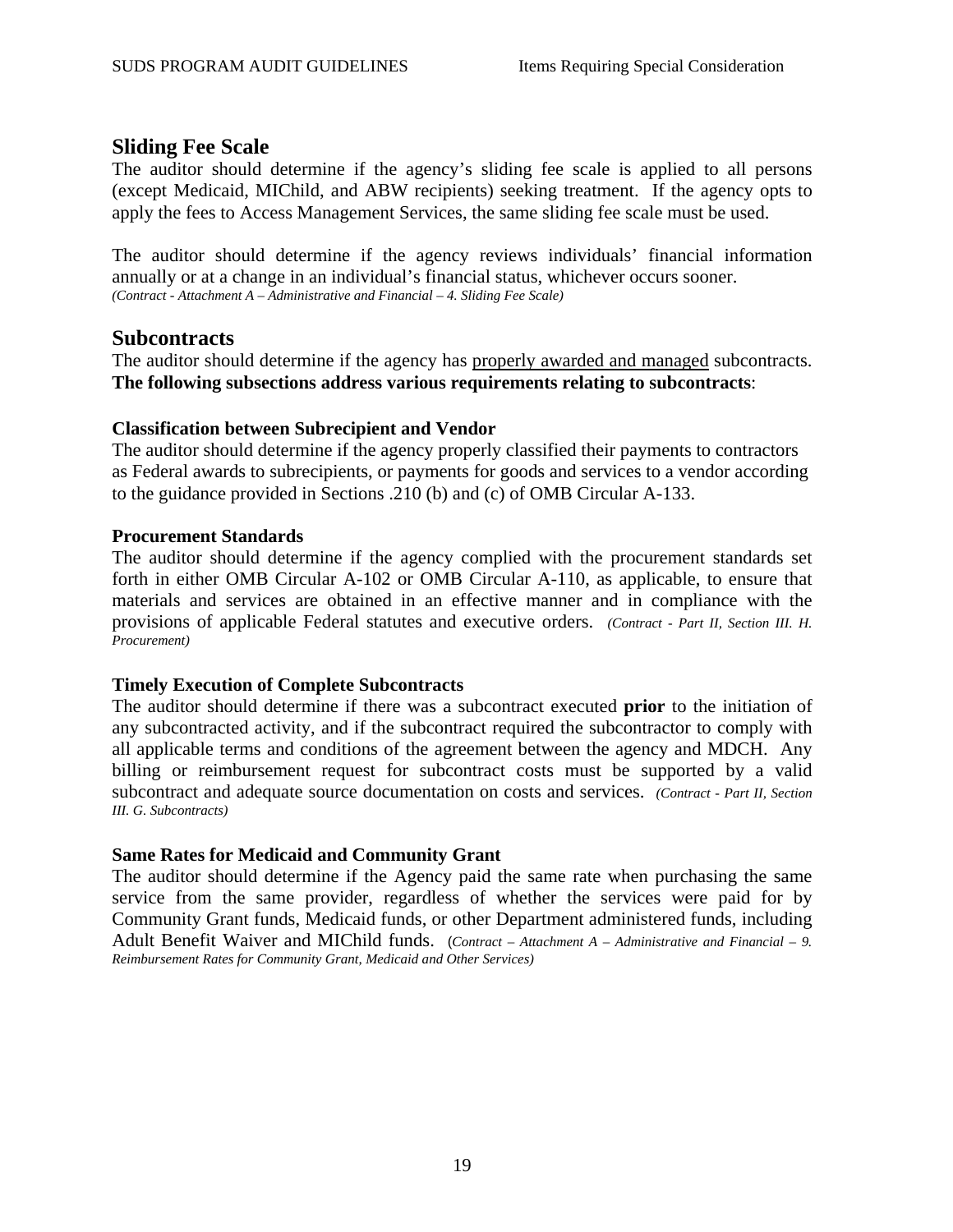## Sliding Fee Scale

The auditor should determine if the agency's sliding fee scale is applied to all persons (except Medicaid, MIChild, and ABW recipients) seeking treatment. If the agency opts to apply the fees to Access Management Services, the same sliding fee scale must be used.

The auditor should determine if the agency reviews individuals' financial information annually or at a change in an individual's financial status, whichever occurs sooner.
*(Contract - Attachment A – Administrative and Financial – 4. Sliding Fee Scale)*

## Subcontracts

The auditor should determine if the agency has <u>properly awarded and managed</u> subcontracts. **The following subsections address various requirements relating to subcontracts**:

### Classification between Subrecipient and Vendor

The auditor should determine if the agency properly classified their payments to contractors as Federal awards to subrecipients, or payments for goods and services to a vendor according to the guidance provided in Sections .210 (b) and (c) of OMB Circular A-133.

### Procurement Standards

The auditor should determine if the agency complied with the procurement standards set forth in either OMB Circular A-102 or OMB Circular A-110, as applicable, to ensure that materials and services are obtained in an effective manner and in compliance with the provisions of applicable Federal statutes and executive orders. *(Contract - Part II, Section III. H. Procurement)*

### Timely Execution of Complete Subcontracts

The auditor should determine if there was a subcontract executed **prior** to the initiation of any subcontracted activity, and if the subcontract required the subcontractor to comply with all applicable terms and conditions of the agreement between the agency and MDCH. Any billing or reimbursement request for subcontract costs must be supported by a valid subcontract and adequate source documentation on costs and services. *(Contract - Part II, Section III. G. Subcontracts)*

### Same Rates for Medicaid and Community Grant

The auditor should determine if the Agency paid the same rate when purchasing the same service from the same provider, regardless of whether the services were paid for by Community Grant funds, Medicaid funds, or other Department administered funds, including Adult Benefit Waiver and MIChild funds. (*Contract – Attachment A – Administrative and Financial – 9. Reimbursement Rates for Community Grant, Medicaid and Other Services)*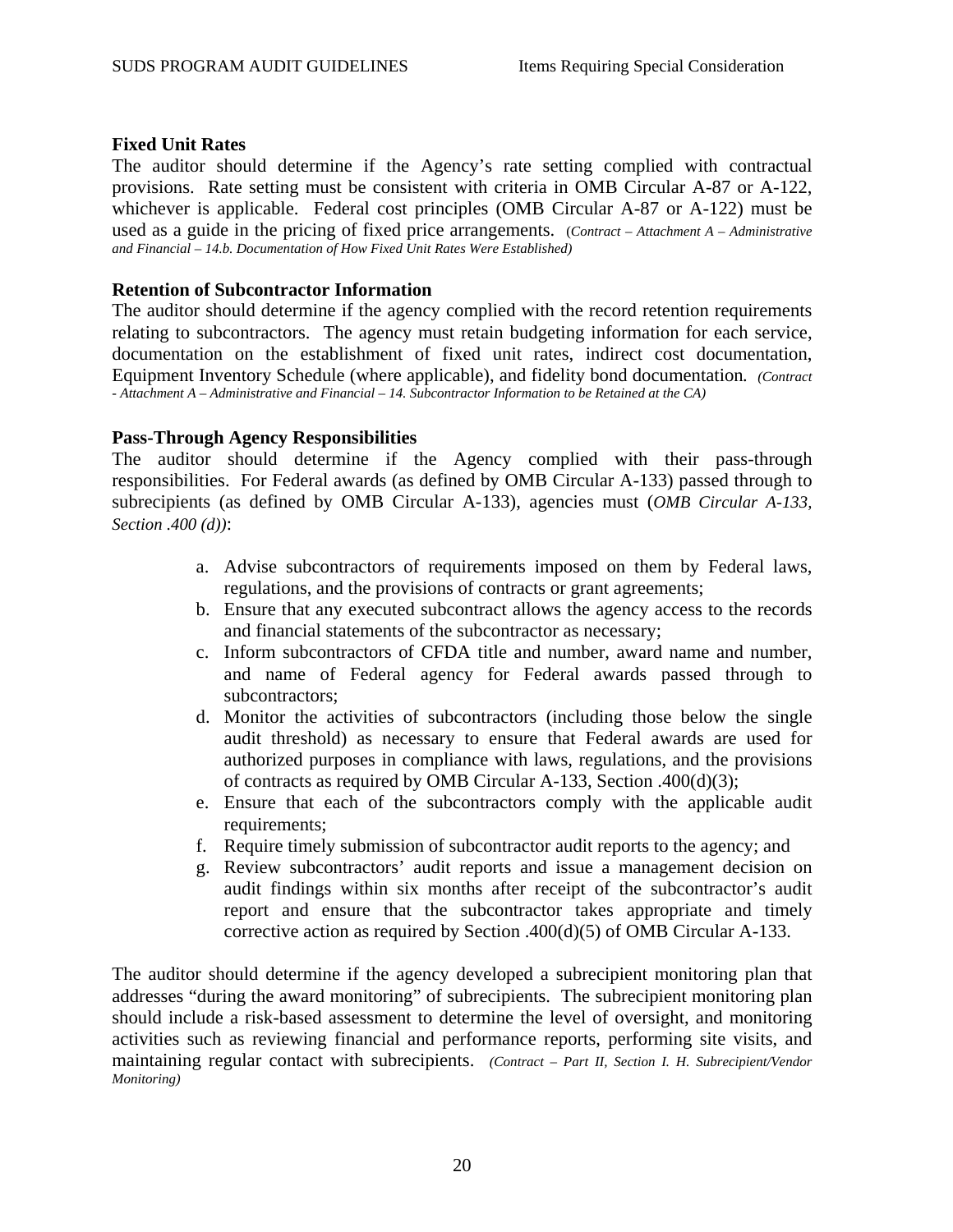**Fixed Unit Rates**

The auditor should determine if the Agency's rate setting complied with contractual provisions. Rate setting must be consistent with criteria in OMB Circular A-87 or A-122, whichever is applicable. Federal cost principles (OMB Circular A-87 or A-122) must be used as a guide in the pricing of fixed price arrangements. (*Contract – Attachment A – Administrative and Financial – 14.b. Documentation of How Fixed Unit Rates Were Established)*

**Retention of Subcontractor Information**

The auditor should determine if the agency complied with the record retention requirements relating to subcontractors. The agency must retain budgeting information for each service, documentation on the establishment of fixed unit rates, indirect cost documentation, Equipment Inventory Schedule (where applicable), and fidelity bond documentation. *(Contract - Attachment A – Administrative and Financial – 14. Subcontractor Information to be Retained at the CA)*

**Pass-Through Agency Responsibilities**

The auditor should determine if the Agency complied with their pass-through responsibilities. For Federal awards (as defined by OMB Circular A-133) passed through to subrecipients (as defined by OMB Circular A-133), agencies must (*OMB Circular A-133, Section .400 (d))*:

a. Advise subcontractors of requirements imposed on them by Federal laws, regulations, and the provisions of contracts or grant agreements;
b. Ensure that any executed subcontract allows the agency access to the records and financial statements of the subcontractor as necessary;
c. Inform subcontractors of CFDA title and number, award name and number, and name of Federal agency for Federal awards passed through to subcontractors;
d. Monitor the activities of subcontractors (including those below the single audit threshold) as necessary to ensure that Federal awards are used for authorized purposes in compliance with laws, regulations, and the provisions of contracts as required by OMB Circular A-133, Section .400(d)(3);
e. Ensure that each of the subcontractors comply with the applicable audit requirements;
f. Require timely submission of subcontractor audit reports to the agency; and
g. Review subcontractors' audit reports and issue a management decision on audit findings within six months after receipt of the subcontractor's audit report and ensure that the subcontractor takes appropriate and timely corrective action as required by Section .400(d)(5) of OMB Circular A-133.

The auditor should determine if the agency developed a subrecipient monitoring plan that addresses "during the award monitoring" of subrecipients. The subrecipient monitoring plan should include a risk-based assessment to determine the level of oversight, and monitoring activities such as reviewing financial and performance reports, performing site visits, and maintaining regular contact with subrecipients. *(Contract – Part II, Section I. H. Subrecipient/Vendor Monitoring)*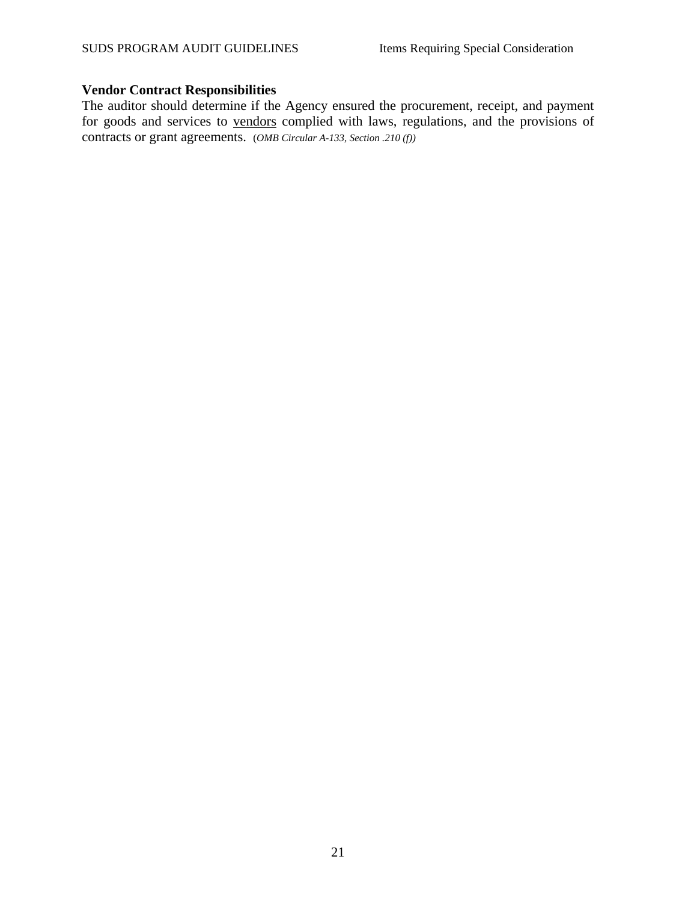**Vendor Contract Responsibilities**

The auditor should determine if the Agency ensured the procurement, receipt, and payment for goods and services to vendors complied with laws, regulations, and the provisions of contracts or grant agreements. (*OMB Circular A-133, Section .210 (f)*)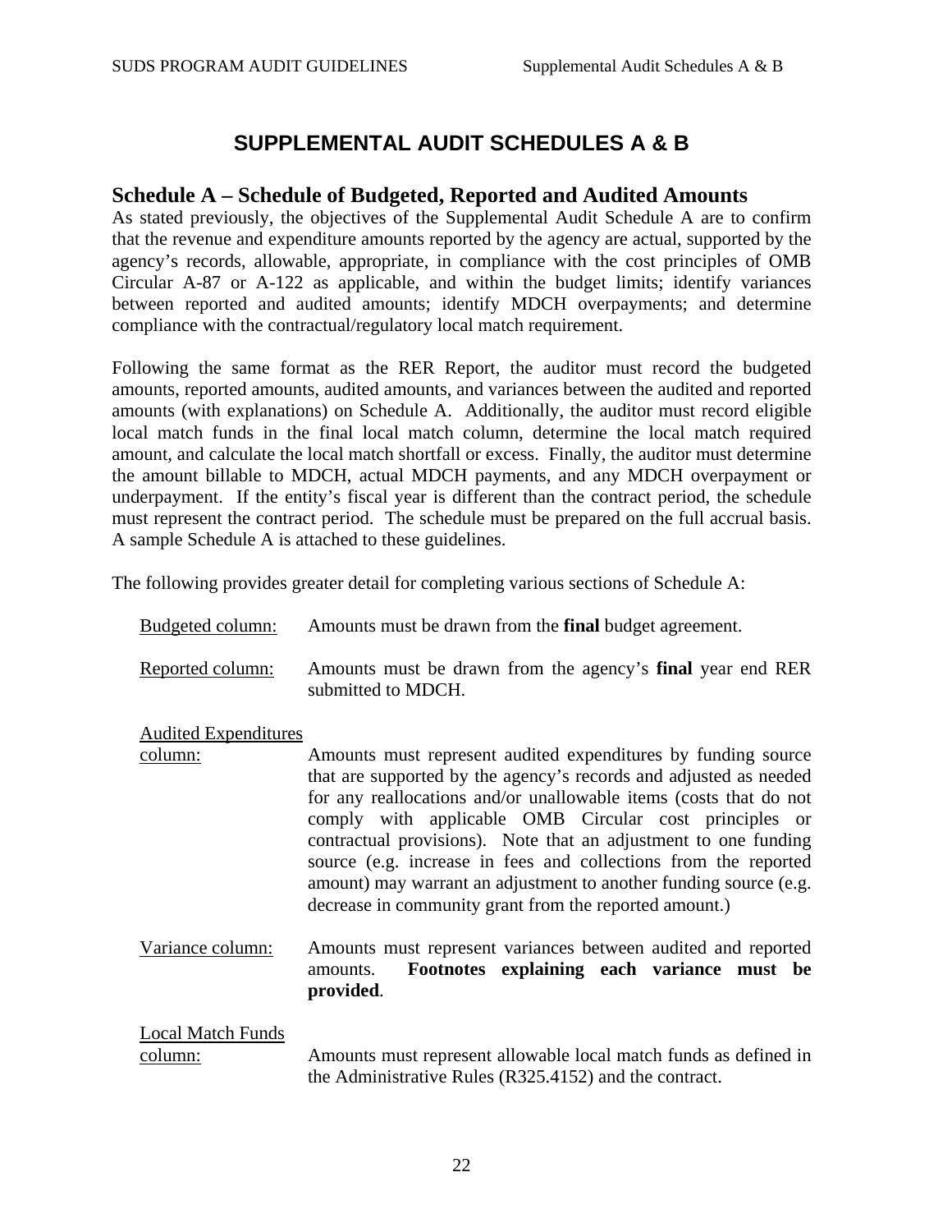# SUPPLEMENTAL AUDIT SCHEDULES A & B

## Schedule A – Schedule of Budgeted, Reported and Audited Amounts

As stated previously, the objectives of the Supplemental Audit Schedule A are to confirm that the revenue and expenditure amounts reported by the agency are actual, supported by the agency's records, allowable, appropriate, in compliance with the cost principles of OMB Circular A-87 or A-122 as applicable, and within the budget limits; identify variances between reported and audited amounts; identify MDCH overpayments; and determine compliance with the contractual/regulatory local match requirement.

Following the same format as the RER Report, the auditor must record the budgeted amounts, reported amounts, audited amounts, and variances between the audited and reported amounts (with explanations) on Schedule A. Additionally, the auditor must record eligible local match funds in the final local match column, determine the local match required amount, and calculate the local match shortfall or excess. Finally, the auditor must determine the amount billable to MDCH, actual MDCH payments, and any MDCH overpayment or underpayment. If the entity's fiscal year is different than the contract period, the schedule must represent the contract period. The schedule must be prepared on the full accrual basis. A sample Schedule A is attached to these guidelines.

The following provides greater detail for completing various sections of Schedule A:

Budgeted column: Amounts must be drawn from the **final** budget agreement.

Reported column: Amounts must be drawn from the agency's **final** year end RER submitted to MDCH.

Audited Expenditures column: Amounts must represent audited expenditures by funding source that are supported by the agency's records and adjusted as needed for any reallocations and/or unallowable items (costs that do not comply with applicable OMB Circular cost principles or contractual provisions). Note that an adjustment to one funding source (e.g. increase in fees and collections from the reported amount) may warrant an adjustment to another funding source (e.g. decrease in community grant from the reported amount.)

Variance column: Amounts must represent variances between audited and reported amounts. **Footnotes explaining each variance must be provided**.

Local Match Funds column: Amounts must represent allowable local match funds as defined in the Administrative Rules (R325.4152) and the contract.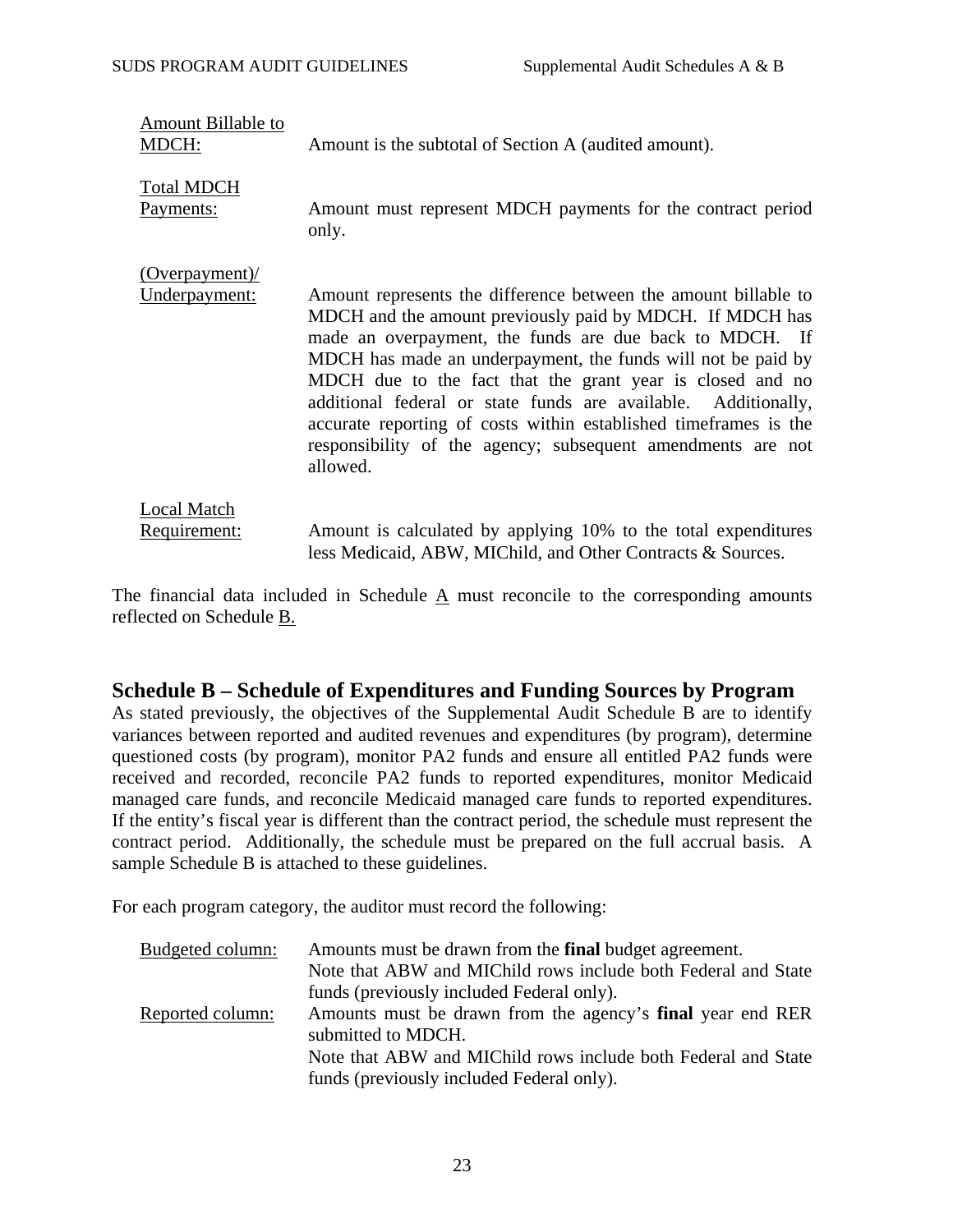<u>Amount Billable to MDCH:</u> Amount is the subtotal of Section A (audited amount).

<u>Total MDCH Payments:</u> Amount must represent MDCH payments for the contract period only.

<u>(Overpayment)/ Underpayment:</u> Amount represents the difference between the amount billable to MDCH and the amount previously paid by MDCH. If MDCH has made an overpayment, the funds are due back to MDCH. If MDCH has made an underpayment, the funds will not be paid by MDCH due to the fact that the grant year is closed and no additional federal or state funds are available. Additionally, accurate reporting of costs within established timeframes is the responsibility of the agency; subsequent amendments are not allowed.

<u>Local Match Requirement:</u> Amount is calculated by applying 10% to the total expenditures less Medicaid, ABW, MIChild, and Other Contracts & Sources.

The financial data included in Schedule <u>A</u> must reconcile to the corresponding amounts reflected on Schedule <u>B.</u>

## Schedule B – Schedule of Expenditures and Funding Sources by Program

As stated previously, the objectives of the Supplemental Audit Schedule B are to identify variances between reported and audited revenues and expenditures (by program), determine questioned costs (by program), monitor PA2 funds and ensure all entitled PA2 funds were received and recorded, reconcile PA2 funds to reported expenditures, monitor Medicaid managed care funds, and reconcile Medicaid managed care funds to reported expenditures. If the entity's fiscal year is different than the contract period, the schedule must represent the contract period. Additionally, the schedule must be prepared on the full accrual basis. A sample Schedule B is attached to these guidelines.

For each program category, the auditor must record the following:

<u>Budgeted column:</u> Amounts must be drawn from the **final** budget agreement. Note that ABW and MIChild rows include both Federal and State funds (previously included Federal only).

<u>Reported column:</u> Amounts must be drawn from the agency's **final** year end RER submitted to MDCH. Note that ABW and MIChild rows include both Federal and State funds (previously included Federal only).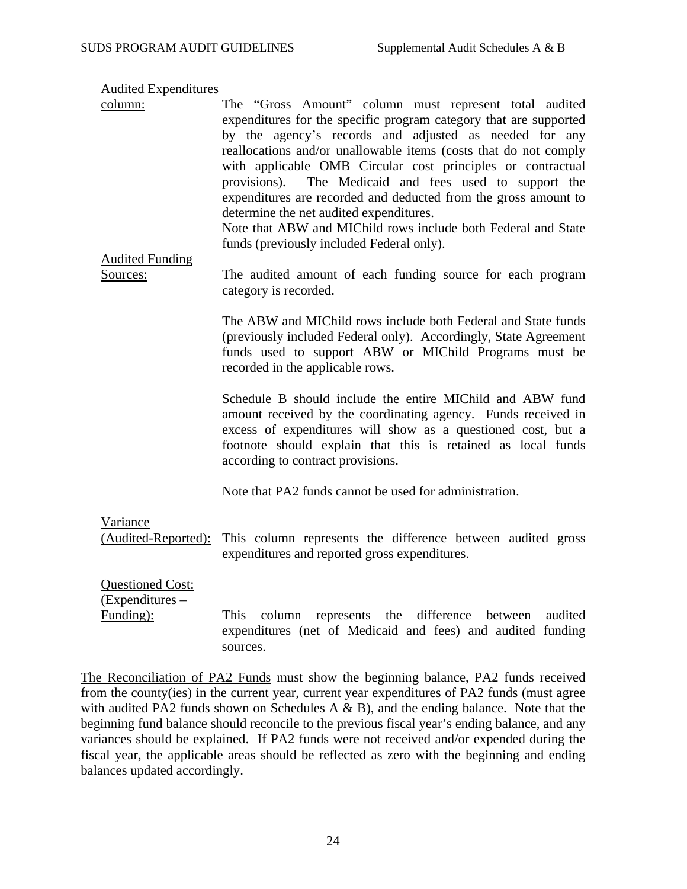Audited Expenditures column: The "Gross Amount" column must represent total audited expenditures for the specific program category that are supported by the agency's records and adjusted as needed for any reallocations and/or unallowable items (costs that do not comply with applicable OMB Circular cost principles or contractual provisions). The Medicaid and fees used to support the expenditures are recorded and deducted from the gross amount to determine the net audited expenditures.
Note that ABW and MIChild rows include both Federal and State funds (previously included Federal only).

Audited Funding Sources: The audited amount of each funding source for each program category is recorded.

The ABW and MIChild rows include both Federal and State funds (previously included Federal only). Accordingly, State Agreement funds used to support ABW or MIChild Programs must be recorded in the applicable rows.

Schedule B should include the entire MIChild and ABW fund amount received by the coordinating agency. Funds received in excess of expenditures will show as a questioned cost, but a footnote should explain that this is retained as local funds according to contract provisions.

Note that PA2 funds cannot be used for administration.

Variance (Audited-Reported): This column represents the difference between audited gross expenditures and reported gross expenditures.

Questioned Cost: (Expenditures – Funding): This column represents the difference between audited expenditures (net of Medicaid and fees) and audited funding sources.

The Reconciliation of PA2 Funds must show the beginning balance, PA2 funds received from the county(ies) in the current year, current year expenditures of PA2 funds (must agree with audited PA2 funds shown on Schedules A & B), and the ending balance. Note that the beginning fund balance should reconcile to the previous fiscal year's ending balance, and any variances should be explained. If PA2 funds were not received and/or expended during the fiscal year, the applicable areas should be reflected as zero with the beginning and ending balances updated accordingly.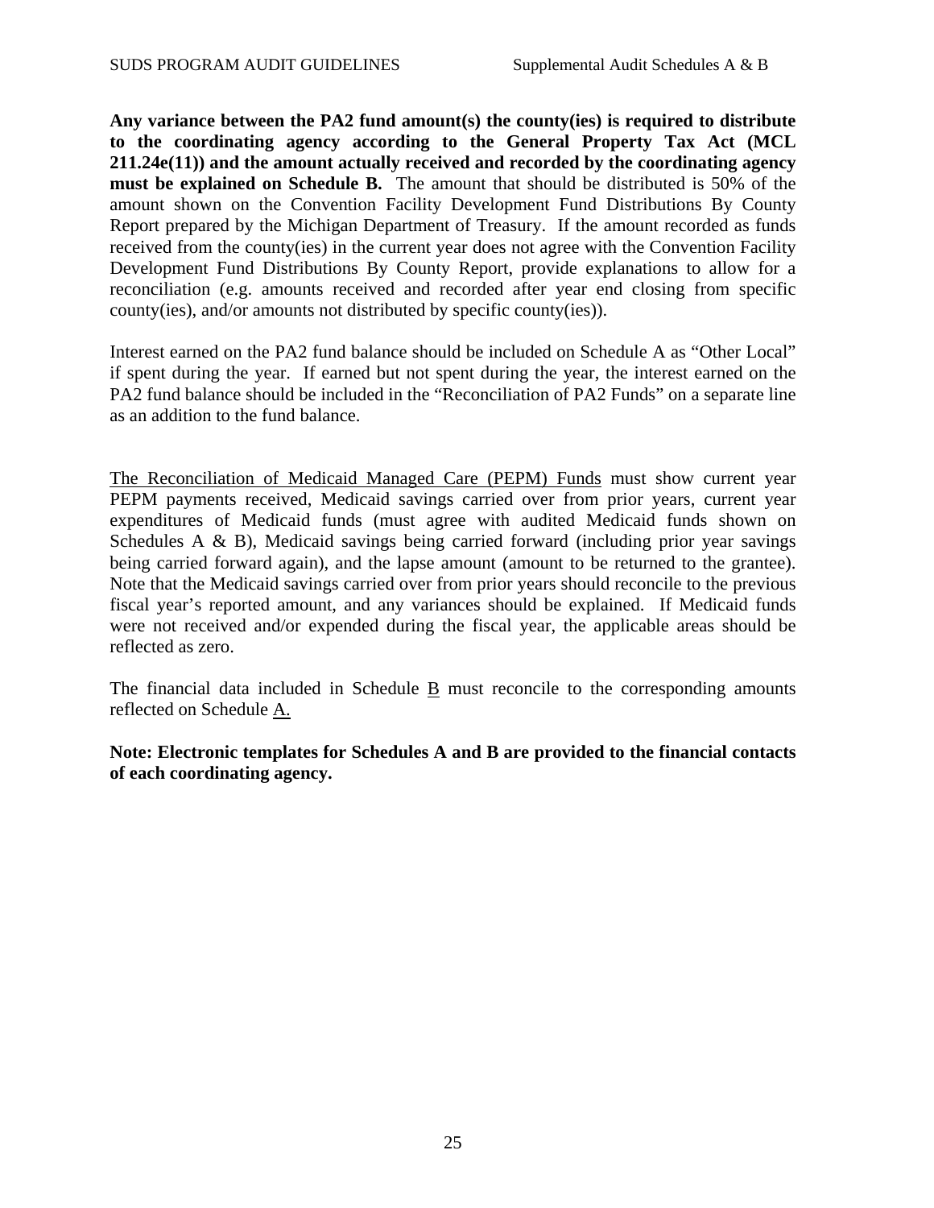**Any variance between the PA2 fund amount(s) the county(ies) is required to distribute to the coordinating agency according to the General Property Tax Act (MCL 211.24e(11)) and the amount actually received and recorded by the coordinating agency must be explained on Schedule B.** The amount that should be distributed is 50% of the amount shown on the Convention Facility Development Fund Distributions By County Report prepared by the Michigan Department of Treasury. If the amount recorded as funds received from the county(ies) in the current year does not agree with the Convention Facility Development Fund Distributions By County Report, provide explanations to allow for a reconciliation (e.g. amounts received and recorded after year end closing from specific county(ies), and/or amounts not distributed by specific county(ies)).

Interest earned on the PA2 fund balance should be included on Schedule A as "Other Local" if spent during the year. If earned but not spent during the year, the interest earned on the PA2 fund balance should be included in the "Reconciliation of PA2 Funds" on a separate line as an addition to the fund balance.

<u>The Reconciliation of Medicaid Managed Care (PEPM) Funds</u> must show current year PEPM payments received, Medicaid savings carried over from prior years, current year expenditures of Medicaid funds (must agree with audited Medicaid funds shown on Schedules A & B), Medicaid savings being carried forward (including prior year savings being carried forward again), and the lapse amount (amount to be returned to the grantee). Note that the Medicaid savings carried over from prior years should reconcile to the previous fiscal year's reported amount, and any variances should be explained. If Medicaid funds were not received and/or expended during the fiscal year, the applicable areas should be reflected as zero.

The financial data included in Schedule <u>B</u> must reconcile to the corresponding amounts reflected on Schedule <u>A.</u>

**Note: Electronic templates for Schedules A and B are provided to the financial contacts of each coordinating agency.**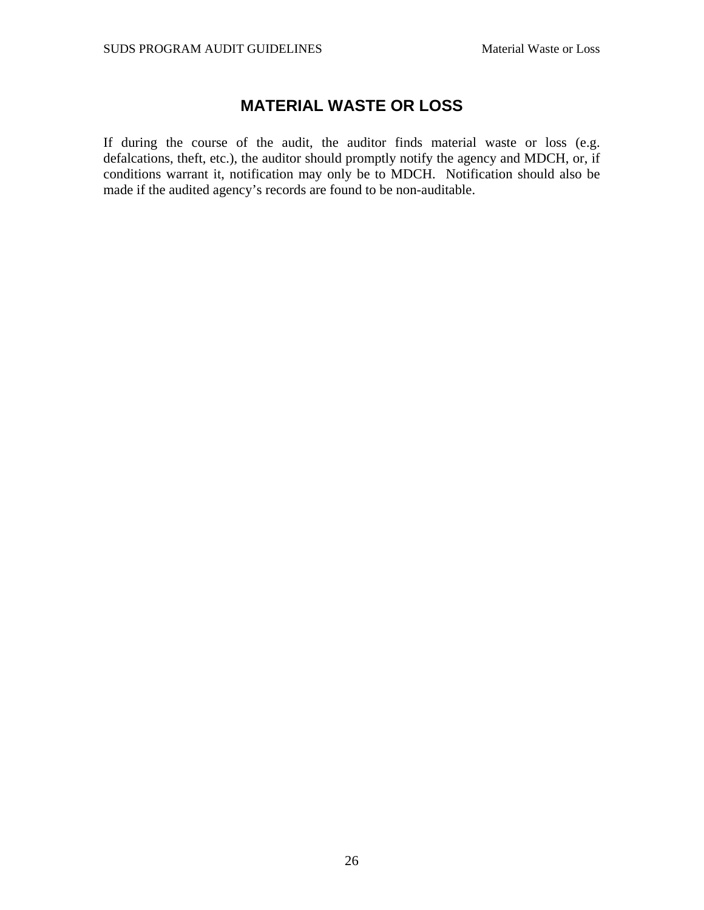# MATERIAL WASTE OR LOSS

If during the course of the audit, the auditor finds material waste or loss (e.g. defalcations, theft, etc.), the auditor should promptly notify the agency and MDCH, or, if conditions warrant it, notification may only be to MDCH. Notification should also be made if the audited agency's records are found to be non-auditable.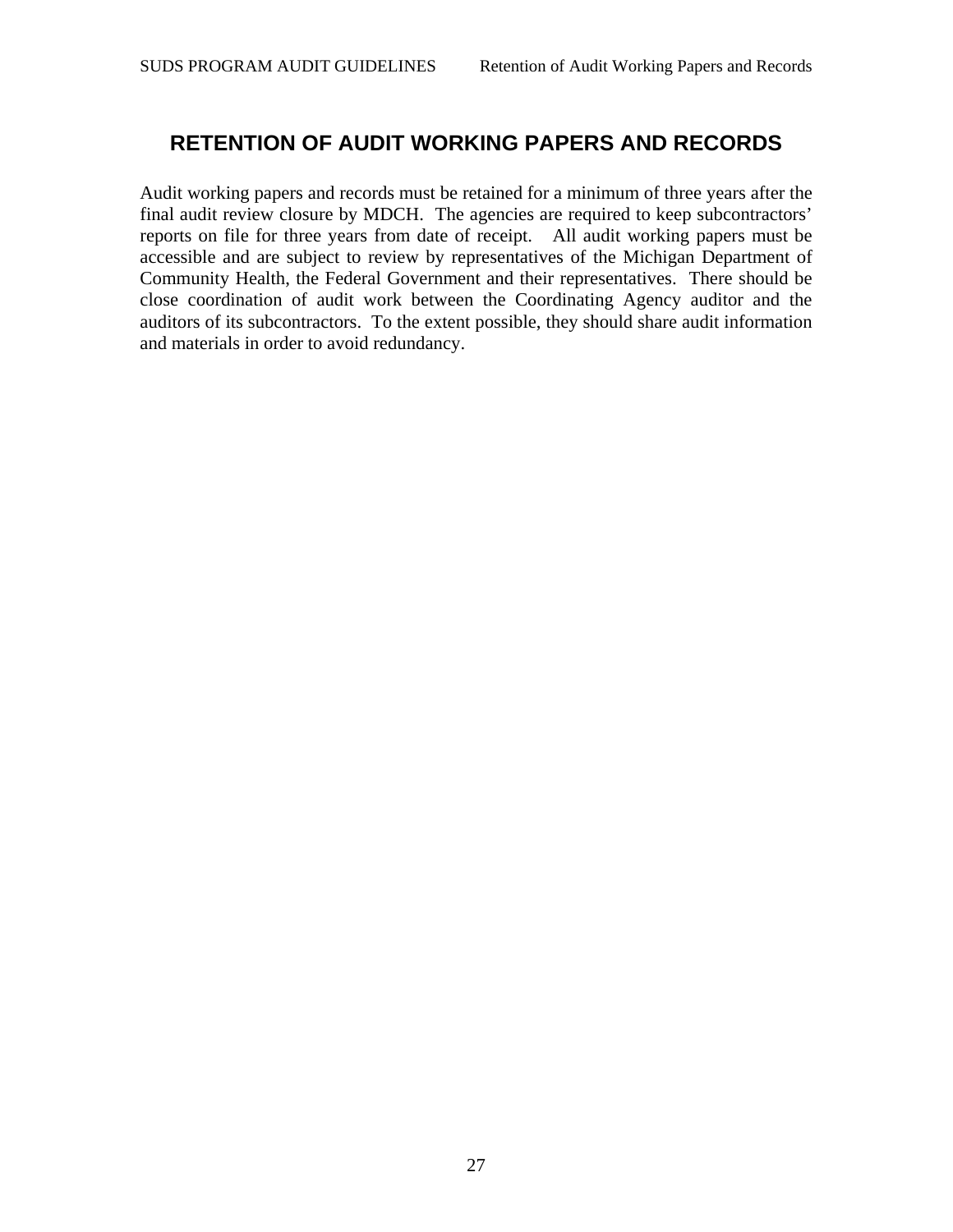# RETENTION OF AUDIT WORKING PAPERS AND RECORDS

Audit working papers and records must be retained for a minimum of three years after the final audit review closure by MDCH. The agencies are required to keep subcontractors' reports on file for three years from date of receipt. All audit working papers must be accessible and are subject to review by representatives of the Michigan Department of Community Health, the Federal Government and their representatives. There should be close coordination of audit work between the Coordinating Agency auditor and the auditors of its subcontractors. To the extent possible, they should share audit information and materials in order to avoid redundancy.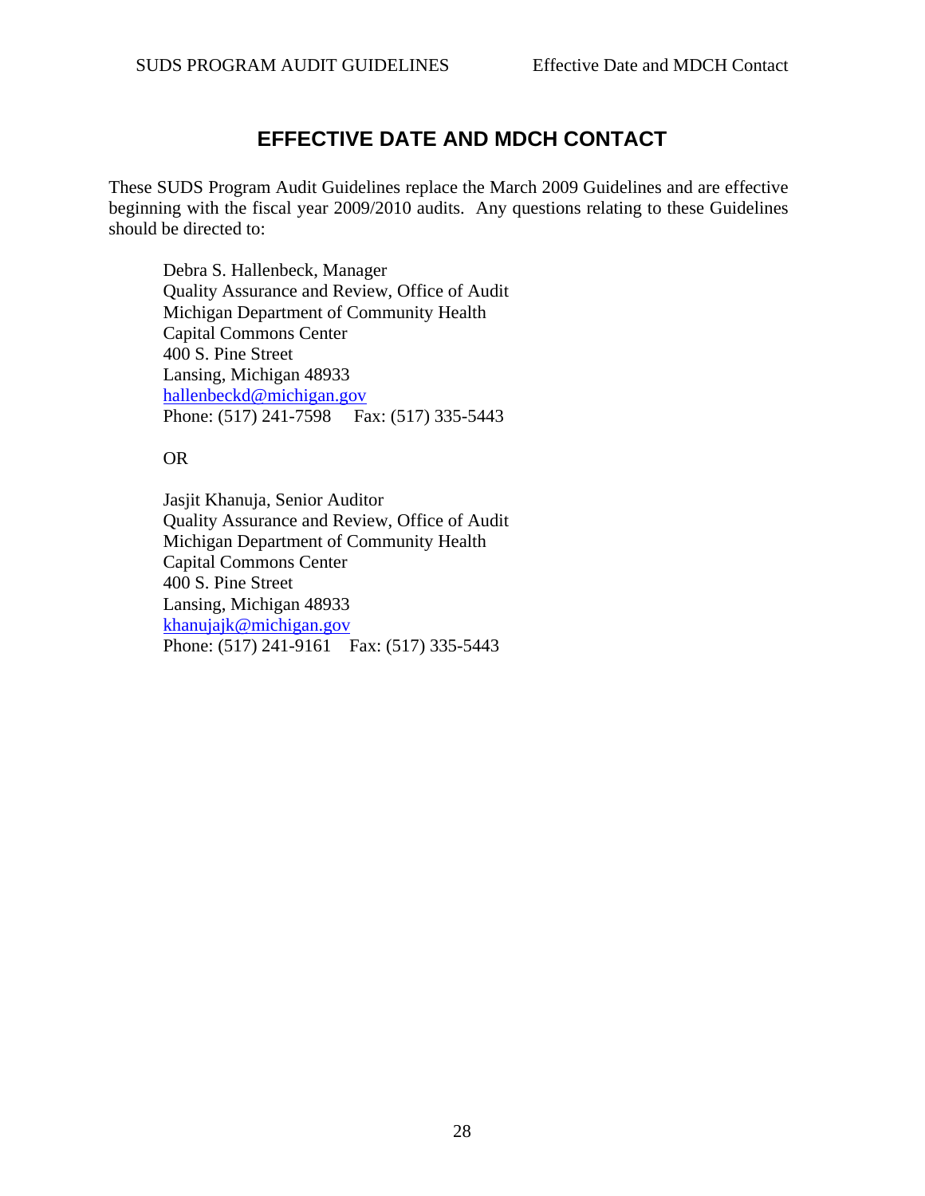# EFFECTIVE DATE AND MDCH CONTACT

These SUDS Program Audit Guidelines replace the March 2009 Guidelines and are effective beginning with the fiscal year 2009/2010 audits. Any questions relating to these Guidelines should be directed to:

Debra S. Hallenbeck, Manager
Quality Assurance and Review, Office of Audit
Michigan Department of Community Health
Capital Commons Center
400 S. Pine Street
Lansing, Michigan 48933
hallenbeckd@michigan.gov
Phone: (517) 241-7598     Fax: (517) 335-5443

OR

Jasjit Khanuja, Senior Auditor
Quality Assurance and Review, Office of Audit
Michigan Department of Community Health
Capital Commons Center
400 S. Pine Street
Lansing, Michigan 48933
khanujajk@michigan.gov
Phone: (517) 241-9161     Fax: (517) 335-5443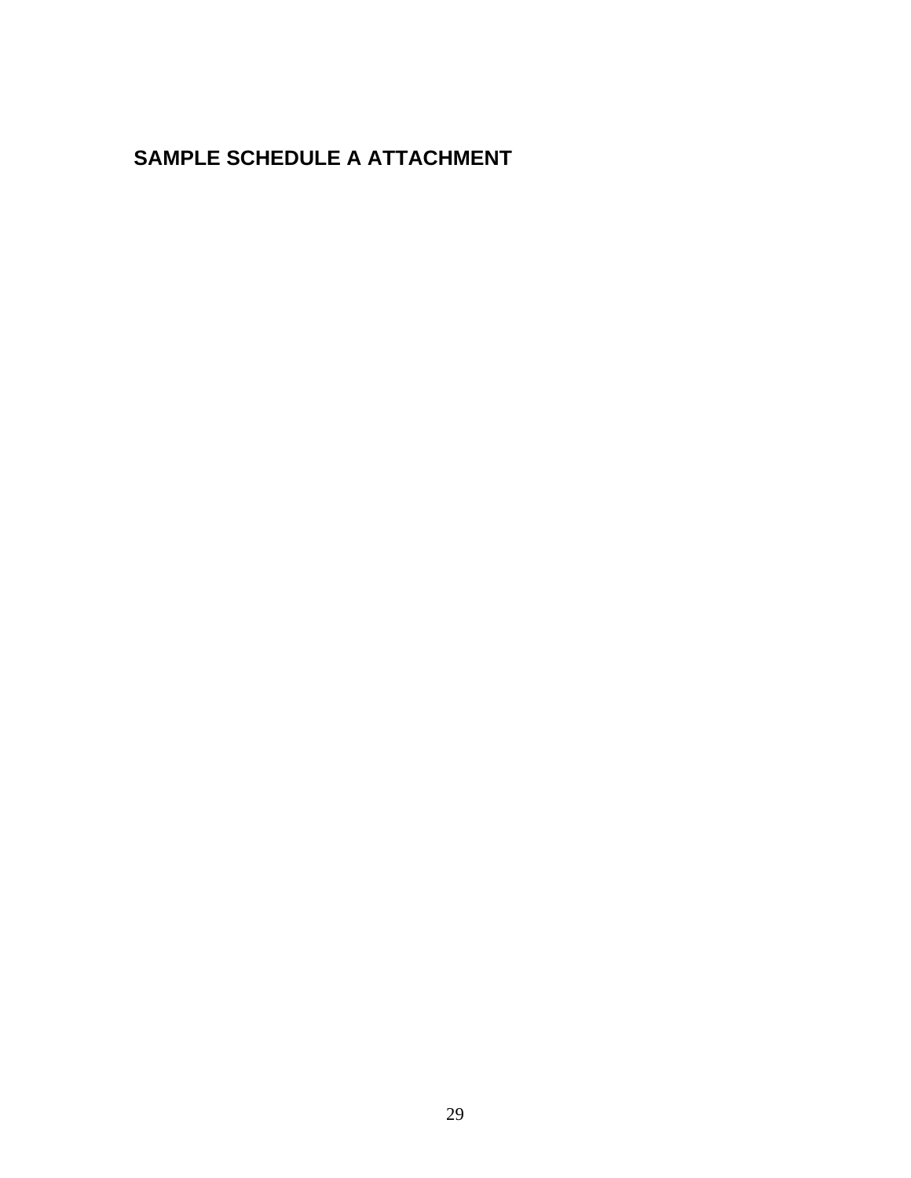## SAMPLE SCHEDULE A ATTACHMENT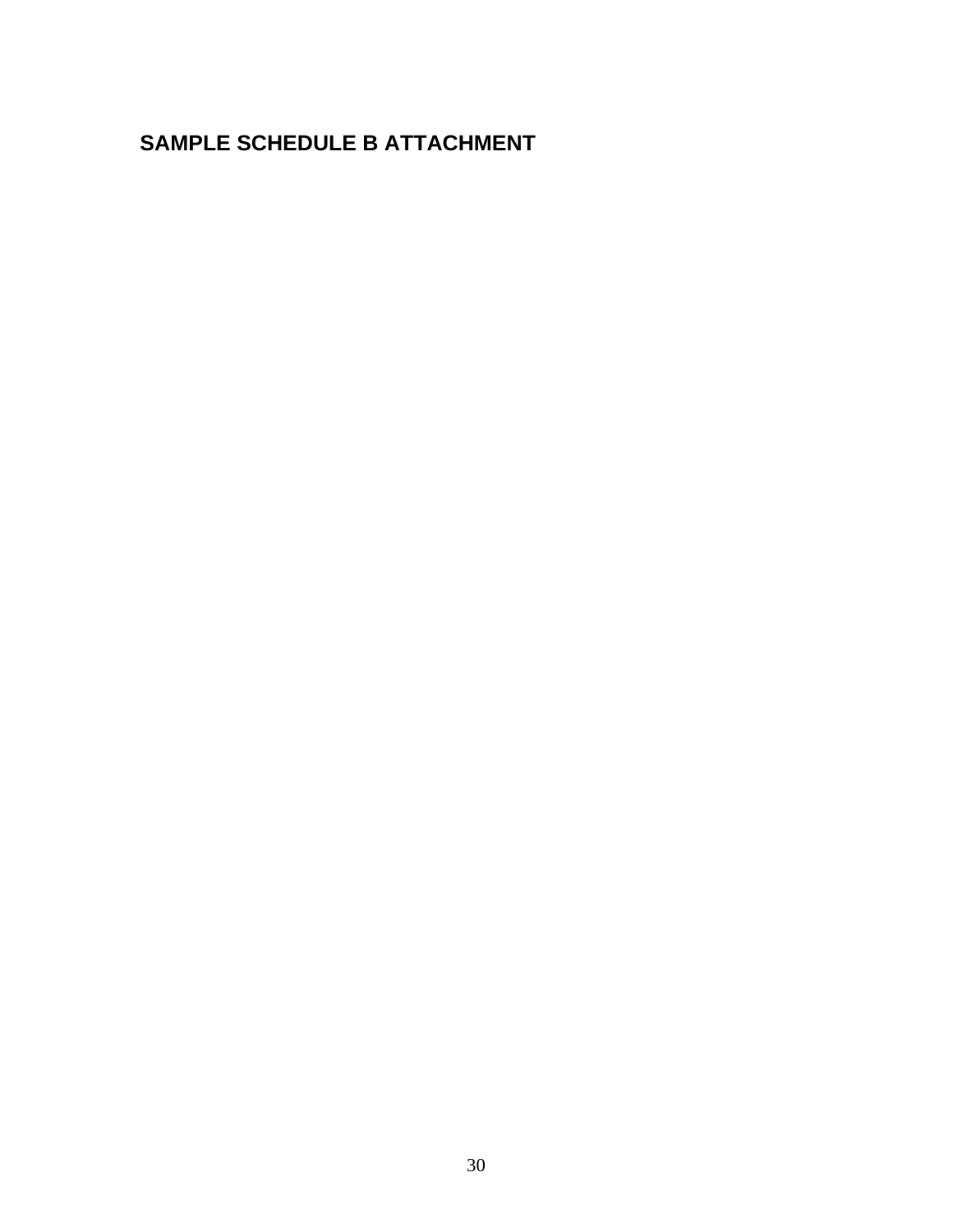## SAMPLE SCHEDULE B ATTACHMENT